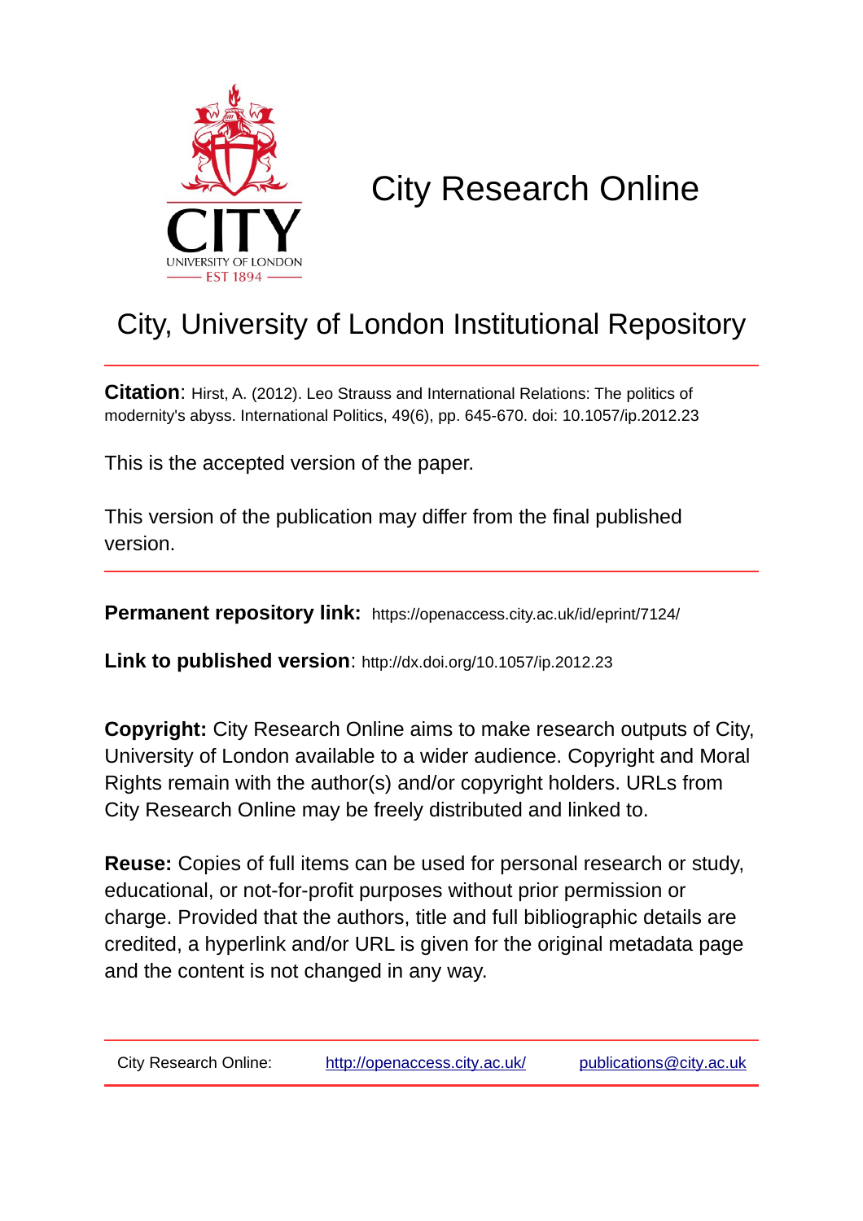# City Research Online

## City, University of London Institutional Repository

**Citation**: Hirst, A. (2012). Leo Strauss and International Relations: The politics of modernity's abyss. International Politics, 49(6), pp. 645-670. doi: 10.1057/ip.2012.23

This is the accepted version of the paper.

This version of the publication may differ from the final published version.

**Permanent repository link:** https://openaccess.city.ac.uk/id/eprint/7124/

**Link to published version**: http://dx.doi.org/10.1057/ip.2012.23

**Copyright:** City Research Online aims to make research outputs of City, University of London available to a wider audience. Copyright and Moral Rights remain with the author(s) and/or copyright holders. URLs from City Research Online may be freely distributed and linked to.

**Reuse:** Copies of full items can be used for personal research or study, educational, or not-for-profit purposes without prior permission or charge. Provided that the authors, title and full bibliographic details are credited, a hyperlink and/or URL is given for the original metadata page and the content is not changed in any way.

City Research Online: http://openaccess.city.ac.uk/ publications@city.ac.uk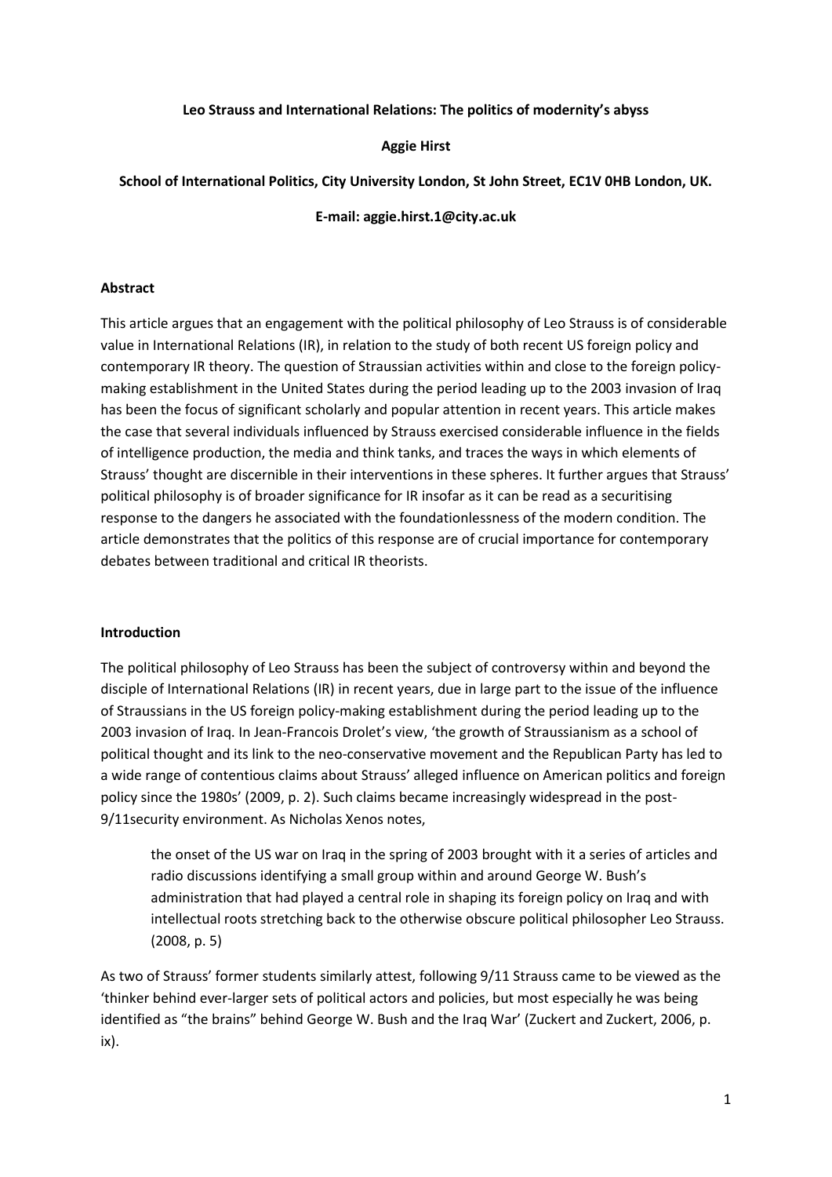**Leo Strauss and International Relations: The politics of modernity's abyss**

**Aggie Hirst**

**School of International Politics, City University London, St John Street, EC1V 0HB London, UK.**

**E-mail: aggie.hirst.1@city.ac.uk**

## Abstract

This article argues that an engagement with the political philosophy of Leo Strauss is of considerable value in International Relations (IR), in relation to the study of both recent US foreign policy and contemporary IR theory. The question of Straussian activities within and close to the foreign policy-making establishment in the United States during the period leading up to the 2003 invasion of Iraq has been the focus of significant scholarly and popular attention in recent years. This article makes the case that several individuals influenced by Strauss exercised considerable influence in the fields of intelligence production, the media and think tanks, and traces the ways in which elements of Strauss' thought are discernible in their interventions in these spheres. It further argues that Strauss' political philosophy is of broader significance for IR insofar as it can be read as a securitising response to the dangers he associated with the foundationlessness of the modern condition. The article demonstrates that the politics of this response are of crucial importance for contemporary debates between traditional and critical IR theorists.

## Introduction

The political philosophy of Leo Strauss has been the subject of controversy within and beyond the disciple of International Relations (IR) in recent years, due in large part to the issue of the influence of Straussians in the US foreign policy-making establishment during the period leading up to the 2003 invasion of Iraq. In Jean-Francois Drolet's view, 'the growth of Straussianism as a school of political thought and its link to the neo-conservative movement and the Republican Party has led to a wide range of contentious claims about Strauss' alleged influence on American politics and foreign policy since the 1980s' (2009, p. 2). Such claims became increasingly widespread in the post-9/11security environment. As Nicholas Xenos notes,

> the onset of the US war on Iraq in the spring of 2003 brought with it a series of articles and radio discussions identifying a small group within and around George W. Bush's administration that had played a central role in shaping its foreign policy on Iraq and with intellectual roots stretching back to the otherwise obscure political philosopher Leo Strauss. (2008, p. 5)

As two of Strauss' former students similarly attest, following 9/11 Strauss came to be viewed as the 'thinker behind ever-larger sets of political actors and policies, but most especially he was being identified as "the brains" behind George W. Bush and the Iraq War' (Zuckert and Zuckert, 2006, p. ix).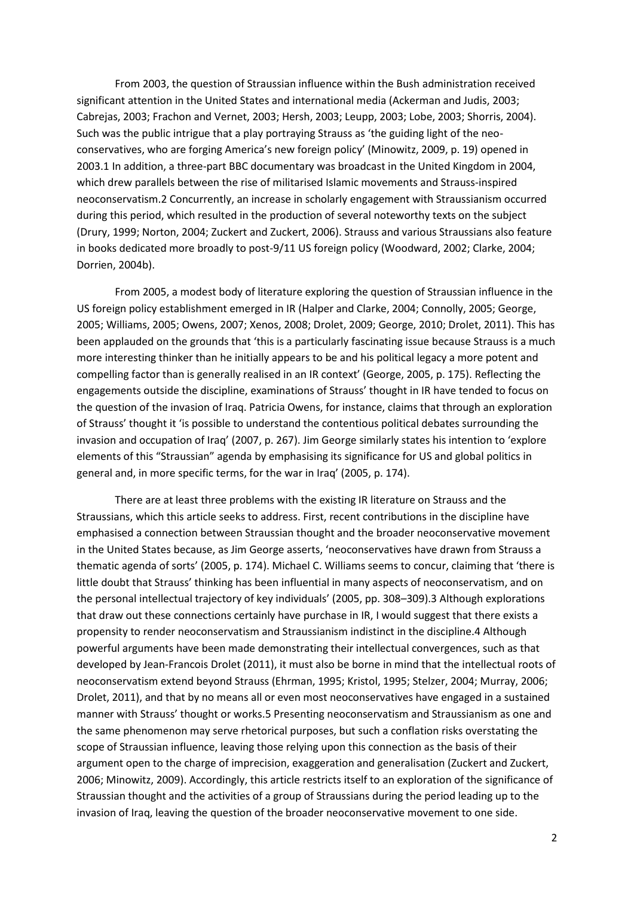From 2003, the question of Straussian influence within the Bush administration received significant attention in the United States and international media (Ackerman and Judis, 2003; Cabrejas, 2003; Frachon and Vernet, 2003; Hersh, 2003; Leupp, 2003; Lobe, 2003; Shorris, 2004). Such was the public intrigue that a play portraying Strauss as 'the guiding light of the neo-conservatives, who are forging America's new foreign policy' (Minowitz, 2009, p. 19) opened in 2003.[1] In addition, a three-part BBC documentary was broadcast in the United Kingdom in 2004, which drew parallels between the rise of militarised Islamic movements and Strauss-inspired neoconservatism.[2] Concurrently, an increase in scholarly engagement with Straussianism occurred during this period, which resulted in the production of several noteworthy texts on the subject (Drury, 1999; Norton, 2004; Zuckert and Zuckert, 2006). Strauss and various Straussians also feature in books dedicated more broadly to post-9/11 US foreign policy (Woodward, 2002; Clarke, 2004; Dorrien, 2004b).

From 2005, a modest body of literature exploring the question of Straussian influence in the US foreign policy establishment emerged in IR (Halper and Clarke, 2004; Connolly, 2005; George, 2005; Williams, 2005; Owens, 2007; Xenos, 2008; Drolet, 2009; George, 2010; Drolet, 2011). This has been applauded on the grounds that 'this is a particularly fascinating issue because Strauss is a much more interesting thinker than he initially appears to be and his political legacy a more potent and compelling factor than is generally realised in an IR context' (George, 2005, p. 175). Reflecting the engagements outside the discipline, examinations of Strauss' thought in IR have tended to focus on the question of the invasion of Iraq. Patricia Owens, for instance, claims that through an exploration of Strauss' thought it 'is possible to understand the contentious political debates surrounding the invasion and occupation of Iraq' (2007, p. 267). Jim George similarly states his intention to 'explore elements of this "Straussian" agenda by emphasising its significance for US and global politics in general and, in more specific terms, for the war in Iraq' (2005, p. 174).

There are at least three problems with the existing IR literature on Strauss and the Straussians, which this article seeks to address. First, recent contributions in the discipline have emphasised a connection between Straussian thought and the broader neoconservative movement in the United States because, as Jim George asserts, 'neoconservatives have drawn from Strauss a thematic agenda of sorts' (2005, p. 174). Michael C. Williams seems to concur, claiming that 'there is little doubt that Strauss' thinking has been influential in many aspects of neoconservatism, and on the personal intellectual trajectory of key individuals' (2005, pp. 308–309).[3] Although explorations that draw out these connections certainly have purchase in IR, I would suggest that there exists a propensity to render neoconservatism and Straussianism indistinct in the discipline.[4] Although powerful arguments have been made demonstrating their intellectual convergences, such as that developed by Jean-Francois Drolet (2011), it must also be borne in mind that the intellectual roots of neoconservatism extend beyond Strauss (Ehrman, 1995; Kristol, 1995; Stelzer, 2004; Murray, 2006; Drolet, 2011), and that by no means all or even most neoconservatives have engaged in a sustained manner with Strauss' thought or works.[5] Presenting neoconservatism and Straussianism as one and the same phenomenon may serve rhetorical purposes, but such a conflation risks overstating the scope of Straussian influence, leaving those relying upon this connection as the basis of their argument open to the charge of imprecision, exaggeration and generalisation (Zuckert and Zuckert, 2006; Minowitz, 2009). Accordingly, this article restricts itself to an exploration of the significance of Straussian thought and the activities of a group of Straussians during the period leading up to the invasion of Iraq, leaving the question of the broader neoconservative movement to one side.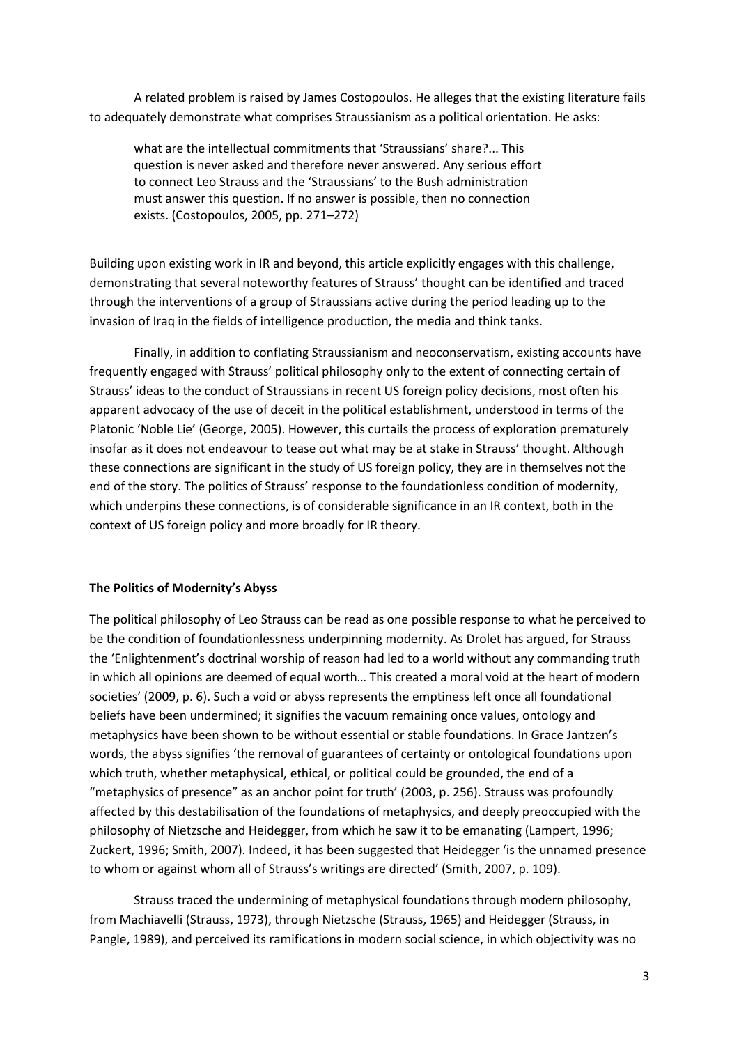A related problem is raised by James Costopoulos. He alleges that the existing literature fails to adequately demonstrate what comprises Straussianism as a political orientation. He asks:

> what are the intellectual commitments that 'Straussians' share?... This question is never asked and therefore never answered. Any serious effort to connect Leo Strauss and the 'Straussians' to the Bush administration must answer this question. If no answer is possible, then no connection exists. (Costopoulos, 2005, pp. 271–272)

Building upon existing work in IR and beyond, this article explicitly engages with this challenge, demonstrating that several noteworthy features of Strauss' thought can be identified and traced through the interventions of a group of Straussians active during the period leading up to the invasion of Iraq in the fields of intelligence production, the media and think tanks.

Finally, in addition to conflating Straussianism and neoconservatism, existing accounts have frequently engaged with Strauss' political philosophy only to the extent of connecting certain of Strauss' ideas to the conduct of Straussians in recent US foreign policy decisions, most often his apparent advocacy of the use of deceit in the political establishment, understood in terms of the Platonic 'Noble Lie' (George, 2005). However, this curtails the process of exploration prematurely insofar as it does not endeavour to tease out what may be at stake in Strauss' thought. Although these connections are significant in the study of US foreign policy, they are in themselves not the end of the story. The politics of Strauss' response to the foundationless condition of modernity, which underpins these connections, is of considerable significance in an IR context, both in the context of US foreign policy and more broadly for IR theory.

**The Politics of Modernity's Abyss**

The political philosophy of Leo Strauss can be read as one possible response to what he perceived to be the condition of foundationlessness underpinning modernity. As Drolet has argued, for Strauss the 'Enlightenment's doctrinal worship of reason had led to a world without any commanding truth in which all opinions are deemed of equal worth… This created a moral void at the heart of modern societies' (2009, p. 6). Such a void or abyss represents the emptiness left once all foundational beliefs have been undermined; it signifies the vacuum remaining once values, ontology and metaphysics have been shown to be without essential or stable foundations. In Grace Jantzen's words, the abyss signifies 'the removal of guarantees of certainty or ontological foundations upon which truth, whether metaphysical, ethical, or political could be grounded, the end of a "metaphysics of presence" as an anchor point for truth' (2003, p. 256). Strauss was profoundly affected by this destabilisation of the foundations of metaphysics, and deeply preoccupied with the philosophy of Nietzsche and Heidegger, from which he saw it to be emanating (Lampert, 1996; Zuckert, 1996; Smith, 2007). Indeed, it has been suggested that Heidegger 'is the unnamed presence to whom or against whom all of Strauss's writings are directed' (Smith, 2007, p. 109).

Strauss traced the undermining of metaphysical foundations through modern philosophy, from Machiavelli (Strauss, 1973), through Nietzsche (Strauss, 1965) and Heidegger (Strauss, in Pangle, 1989), and perceived its ramifications in modern social science, in which objectivity was no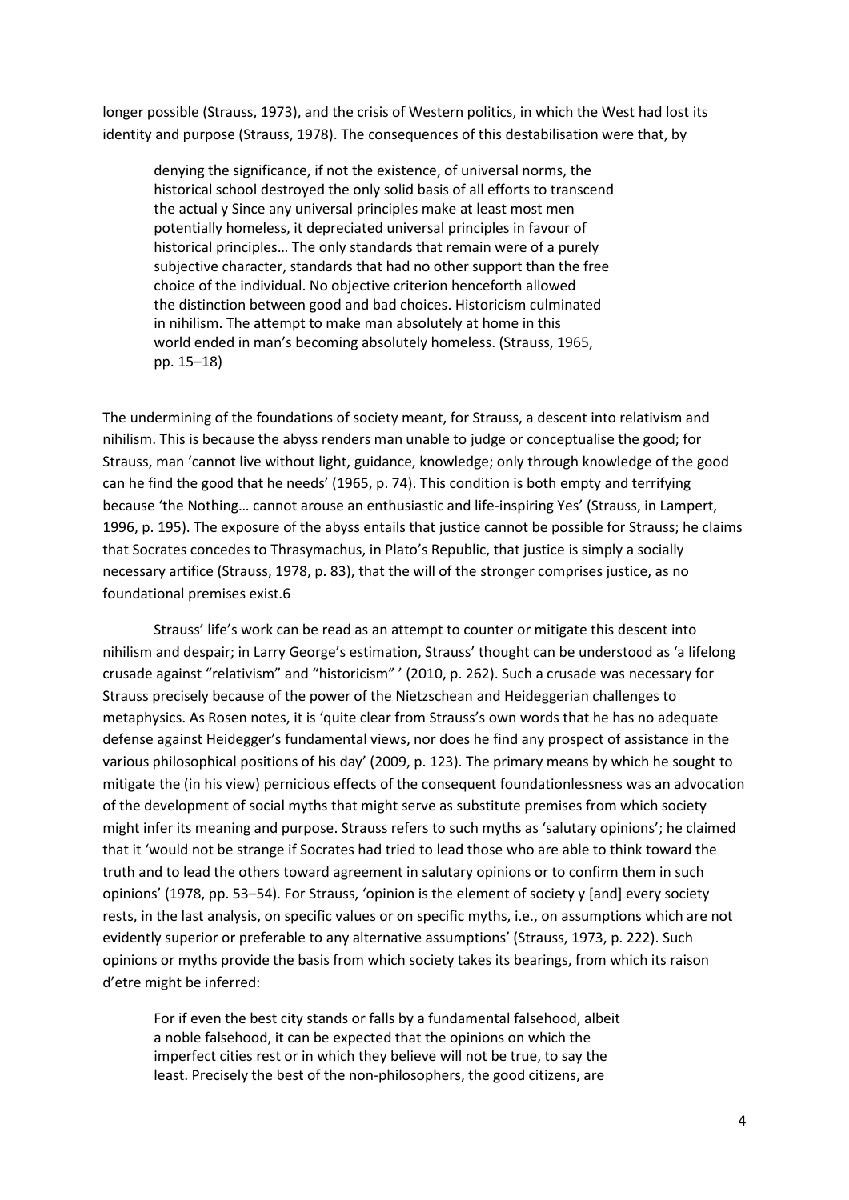longer possible (Strauss, 1973), and the crisis of Western politics, in which the West had lost its identity and purpose (Strauss, 1978). The consequences of this destabilisation were that, by

> denying the significance, if not the existence, of universal norms, the historical school destroyed the only solid basis of all efforts to transcend the actual y Since any universal principles make at least most men potentially homeless, it depreciated universal principles in favour of historical principles… The only standards that remain were of a purely subjective character, standards that had no other support than the free choice of the individual. No objective criterion henceforth allowed the distinction between good and bad choices. Historicism culminated in nihilism. The attempt to make man absolutely at home in this world ended in man's becoming absolutely homeless. (Strauss, 1965, pp. 15–18)

The undermining of the foundations of society meant, for Strauss, a descent into relativism and nihilism. This is because the abyss renders man unable to judge or conceptualise the good; for Strauss, man 'cannot live without light, guidance, knowledge; only through knowledge of the good can he find the good that he needs' (1965, p. 74). This condition is both empty and terrifying because 'the Nothing… cannot arouse an enthusiastic and life-inspiring Yes' (Strauss, in Lampert, 1996, p. 195). The exposure of the abyss entails that justice cannot be possible for Strauss; he claims that Socrates concedes to Thrasymachus, in Plato's Republic, that justice is simply a socially necessary artifice (Strauss, 1978, p. 83), that the will of the stronger comprises justice, as no foundational premises exist.6

Strauss' life's work can be read as an attempt to counter or mitigate this descent into nihilism and despair; in Larry George's estimation, Strauss' thought can be understood as 'a lifelong crusade against "relativism" and "historicism" ' (2010, p. 262). Such a crusade was necessary for Strauss precisely because of the power of the Nietzschean and Heideggerian challenges to metaphysics. As Rosen notes, it is 'quite clear from Strauss's own words that he has no adequate defense against Heidegger's fundamental views, nor does he find any prospect of assistance in the various philosophical positions of his day' (2009, p. 123). The primary means by which he sought to mitigate the (in his view) pernicious effects of the consequent foundationlessness was an advocation of the development of social myths that might serve as substitute premises from which society might infer its meaning and purpose. Strauss refers to such myths as 'salutary opinions'; he claimed that it 'would not be strange if Socrates had tried to lead those who are able to think toward the truth and to lead the others toward agreement in salutary opinions or to confirm them in such opinions' (1978, pp. 53–54). For Strauss, 'opinion is the element of society y [and] every society rests, in the last analysis, on specific values or on specific myths, i.e., on assumptions which are not evidently superior or preferable to any alternative assumptions' (Strauss, 1973, p. 222). Such opinions or myths provide the basis from which society takes its bearings, from which its raison d'etre might be inferred:

> For if even the best city stands or falls by a fundamental falsehood, albeit a noble falsehood, it can be expected that the opinions on which the imperfect cities rest or in which they believe will not be true, to say the least. Precisely the best of the non-philosophers, the good citizens, are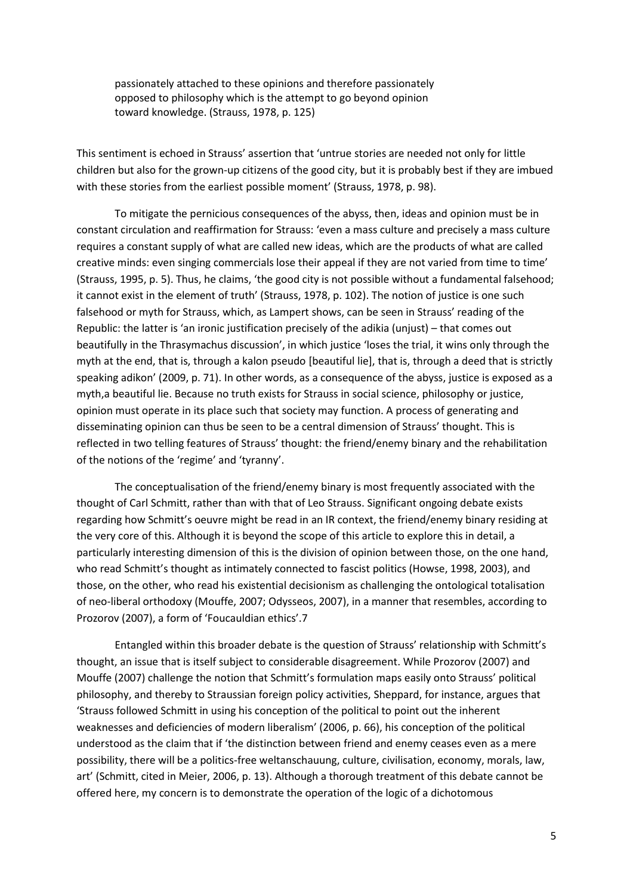> passionately attached to these opinions and therefore passionately opposed to philosophy which is the attempt to go beyond opinion toward knowledge. (Strauss, 1978, p. 125)

This sentiment is echoed in Strauss' assertion that 'untrue stories are needed not only for little children but also for the grown-up citizens of the good city, but it is probably best if they are imbued with these stories from the earliest possible moment' (Strauss, 1978, p. 98).

To mitigate the pernicious consequences of the abyss, then, ideas and opinion must be in constant circulation and reaffirmation for Strauss: 'even a mass culture and precisely a mass culture requires a constant supply of what are called new ideas, which are the products of what are called creative minds: even singing commercials lose their appeal if they are not varied from time to time' (Strauss, 1995, p. 5). Thus, he claims, 'the good city is not possible without a fundamental falsehood; it cannot exist in the element of truth' (Strauss, 1978, p. 102). The notion of justice is one such falsehood or myth for Strauss, which, as Lampert shows, can be seen in Strauss' reading of the Republic: the latter is 'an ironic justification precisely of the adikia (unjust) – that comes out beautifully in the Thrasymachus discussion', in which justice 'loses the trial, it wins only through the myth at the end, that is, through a kalon pseudo [beautiful lie], that is, through a deed that is strictly speaking adikon' (2009, p. 71). In other words, as a consequence of the abyss, justice is exposed as a myth,a beautiful lie. Because no truth exists for Strauss in social science, philosophy or justice, opinion must operate in its place such that society may function. A process of generating and disseminating opinion can thus be seen to be a central dimension of Strauss' thought. This is reflected in two telling features of Strauss' thought: the friend/enemy binary and the rehabilitation of the notions of the 'regime' and 'tyranny'.

The conceptualisation of the friend/enemy binary is most frequently associated with the thought of Carl Schmitt, rather than with that of Leo Strauss. Significant ongoing debate exists regarding how Schmitt's oeuvre might be read in an IR context, the friend/enemy binary residing at the very core of this. Although it is beyond the scope of this article to explore this in detail, a particularly interesting dimension of this is the division of opinion between those, on the one hand, who read Schmitt's thought as intimately connected to fascist politics (Howse, 1998, 2003), and those, on the other, who read his existential decisionism as challenging the ontological totalisation of neo-liberal orthodoxy (Mouffe, 2007; Odysseos, 2007), in a manner that resembles, according to Prozorov (2007), a form of 'Foucauldian ethics'.7

Entangled within this broader debate is the question of Strauss' relationship with Schmitt's thought, an issue that is itself subject to considerable disagreement. While Prozorov (2007) and Mouffe (2007) challenge the notion that Schmitt's formulation maps easily onto Strauss' political philosophy, and thereby to Straussian foreign policy activities, Sheppard, for instance, argues that 'Strauss followed Schmitt in using his conception of the political to point out the inherent weaknesses and deficiencies of modern liberalism' (2006, p. 66), his conception of the political understood as the claim that if 'the distinction between friend and enemy ceases even as a mere possibility, there will be a politics-free weltanschauung, culture, civilisation, economy, morals, law, art' (Schmitt, cited in Meier, 2006, p. 13). Although a thorough treatment of this debate cannot be offered here, my concern is to demonstrate the operation of the logic of a dichotomous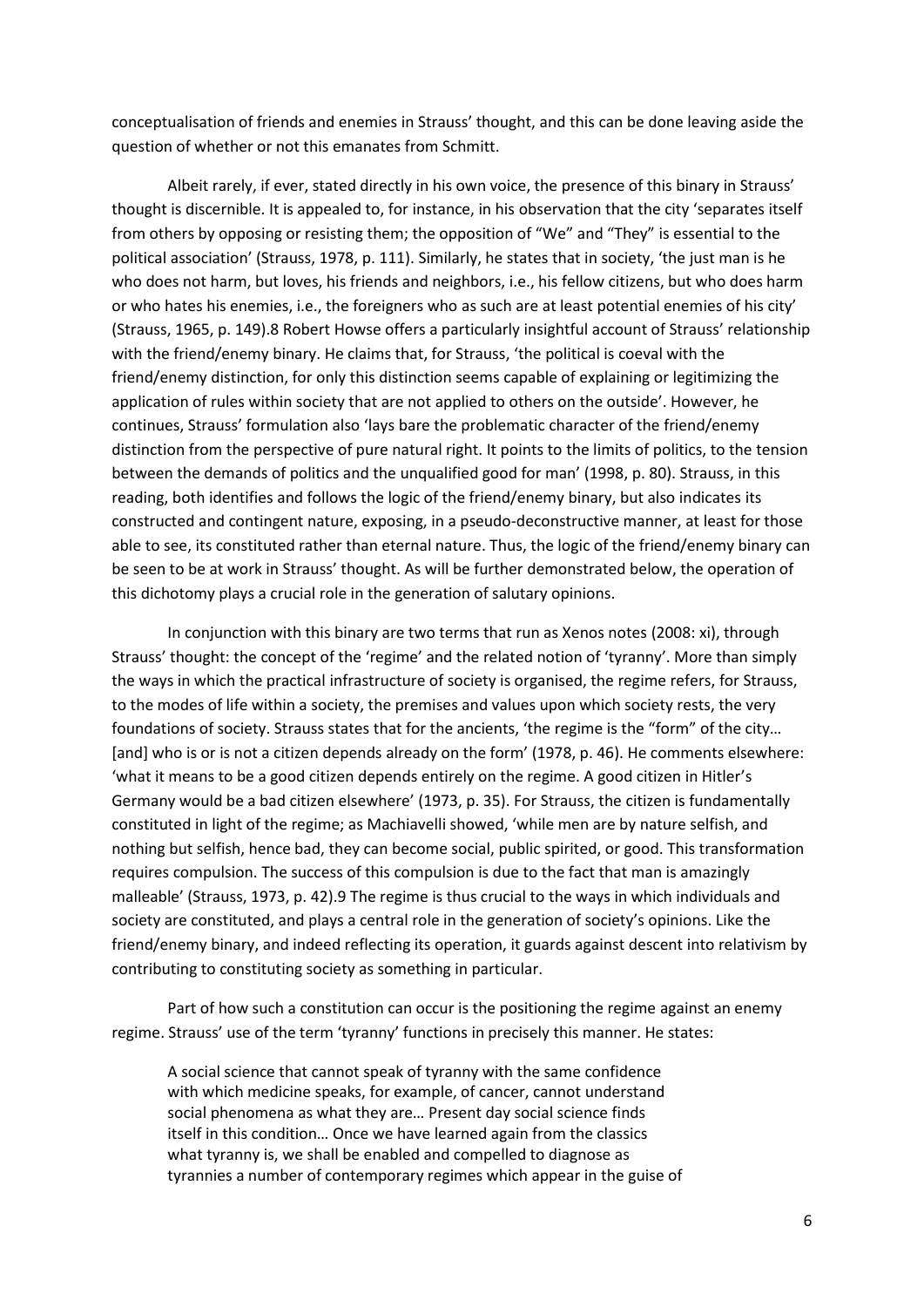conceptualisation of friends and enemies in Strauss' thought, and this can be done leaving aside the question of whether or not this emanates from Schmitt.

Albeit rarely, if ever, stated directly in his own voice, the presence of this binary in Strauss' thought is discernible. It is appealed to, for instance, in his observation that the city 'separates itself from others by opposing or resisting them; the opposition of "We" and "They" is essential to the political association' (Strauss, 1978, p. 111). Similarly, he states that in society, 'the just man is he who does not harm, but loves, his friends and neighbors, i.e., his fellow citizens, but who does harm or who hates his enemies, i.e., the foreigners who as such are at least potential enemies of his city' (Strauss, 1965, p. 149).8 Robert Howse offers a particularly insightful account of Strauss' relationship with the friend/enemy binary. He claims that, for Strauss, 'the political is coeval with the friend/enemy distinction, for only this distinction seems capable of explaining or legitimizing the application of rules within society that are not applied to others on the outside'. However, he continues, Strauss' formulation also 'lays bare the problematic character of the friend/enemy distinction from the perspective of pure natural right. It points to the limits of politics, to the tension between the demands of politics and the unqualified good for man' (1998, p. 80). Strauss, in this reading, both identifies and follows the logic of the friend/enemy binary, but also indicates its constructed and contingent nature, exposing, in a pseudo-deconstructive manner, at least for those able to see, its constituted rather than eternal nature. Thus, the logic of the friend/enemy binary can be seen to be at work in Strauss' thought. As will be further demonstrated below, the operation of this dichotomy plays a crucial role in the generation of salutary opinions.

In conjunction with this binary are two terms that run as Xenos notes (2008: xi), through Strauss' thought: the concept of the 'regime' and the related notion of 'tyranny'. More than simply the ways in which the practical infrastructure of society is organised, the regime refers, for Strauss, to the modes of life within a society, the premises and values upon which society rests, the very foundations of society. Strauss states that for the ancients, 'the regime is the "form" of the city… [and] who is or is not a citizen depends already on the form' (1978, p. 46). He comments elsewhere: 'what it means to be a good citizen depends entirely on the regime. A good citizen in Hitler's Germany would be a bad citizen elsewhere' (1973, p. 35). For Strauss, the citizen is fundamentally constituted in light of the regime; as Machiavelli showed, 'while men are by nature selfish, and nothing but selfish, hence bad, they can become social, public spirited, or good. This transformation requires compulsion. The success of this compulsion is due to the fact that man is amazingly malleable' (Strauss, 1973, p. 42).9 The regime is thus crucial to the ways in which individuals and society are constituted, and plays a central role in the generation of society's opinions. Like the friend/enemy binary, and indeed reflecting its operation, it guards against descent into relativism by contributing to constituting society as something in particular.

Part of how such a constitution can occur is the positioning the regime against an enemy regime. Strauss' use of the term 'tyranny' functions in precisely this manner. He states:

> A social science that cannot speak of tyranny with the same confidence with which medicine speaks, for example, of cancer, cannot understand social phenomena as what they are… Present day social science finds itself in this condition… Once we have learned again from the classics what tyranny is, we shall be enabled and compelled to diagnose as tyrannies a number of contemporary regimes which appear in the guise of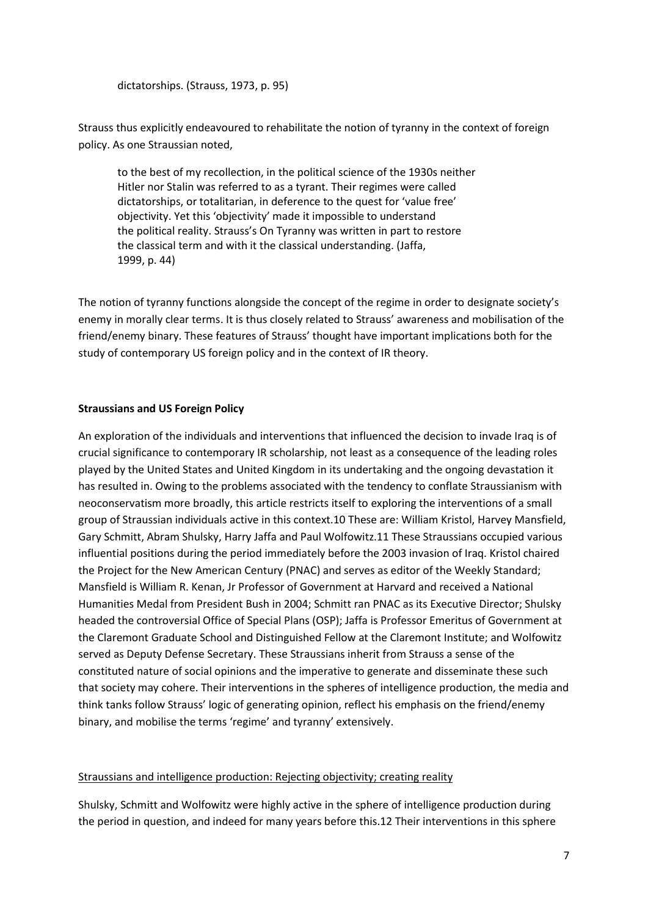dictatorships. (Strauss, 1973, p. 95)

Strauss thus explicitly endeavoured to rehabilitate the notion of tyranny in the context of foreign policy. As one Straussian noted,

> to the best of my recollection, in the political science of the 1930s neither Hitler nor Stalin was referred to as a tyrant. Their regimes were called dictatorships, or totalitarian, in deference to the quest for 'value free' objectivity. Yet this 'objectivity' made it impossible to understand the political reality. Strauss's On Tyranny was written in part to restore the classical term and with it the classical understanding. (Jaffa, 1999, p. 44)

The notion of tyranny functions alongside the concept of the regime in order to designate society's enemy in morally clear terms. It is thus closely related to Strauss' awareness and mobilisation of the friend/enemy binary. These features of Strauss' thought have important implications both for the study of contemporary US foreign policy and in the context of IR theory.

**Straussians and US Foreign Policy**

An exploration of the individuals and interventions that influenced the decision to invade Iraq is of crucial significance to contemporary IR scholarship, not least as a consequence of the leading roles played by the United States and United Kingdom in its undertaking and the ongoing devastation it has resulted in. Owing to the problems associated with the tendency to conflate Straussianism with neoconservatism more broadly, this article restricts itself to exploring the interventions of a small group of Straussian individuals active in this context.10 These are: William Kristol, Harvey Mansfield, Gary Schmitt, Abram Shulsky, Harry Jaffa and Paul Wolfowitz.11 These Straussians occupied various influential positions during the period immediately before the 2003 invasion of Iraq. Kristol chaired the Project for the New American Century (PNAC) and serves as editor of the Weekly Standard; Mansfield is William R. Kenan, Jr Professor of Government at Harvard and received a National Humanities Medal from President Bush in 2004; Schmitt ran PNAC as its Executive Director; Shulsky headed the controversial Office of Special Plans (OSP); Jaffa is Professor Emeritus of Government at the Claremont Graduate School and Distinguished Fellow at the Claremont Institute; and Wolfowitz served as Deputy Defense Secretary. These Straussians inherit from Strauss a sense of the constituted nature of social opinions and the imperative to generate and disseminate these such that society may cohere. Their interventions in the spheres of intelligence production, the media and think tanks follow Strauss' logic of generating opinion, reflect his emphasis on the friend/enemy binary, and mobilise the terms 'regime' and tyranny' extensively.

Straussians and intelligence production: Rejecting objectivity; creating reality

Shulsky, Schmitt and Wolfowitz were highly active in the sphere of intelligence production during the period in question, and indeed for many years before this.12 Their interventions in this sphere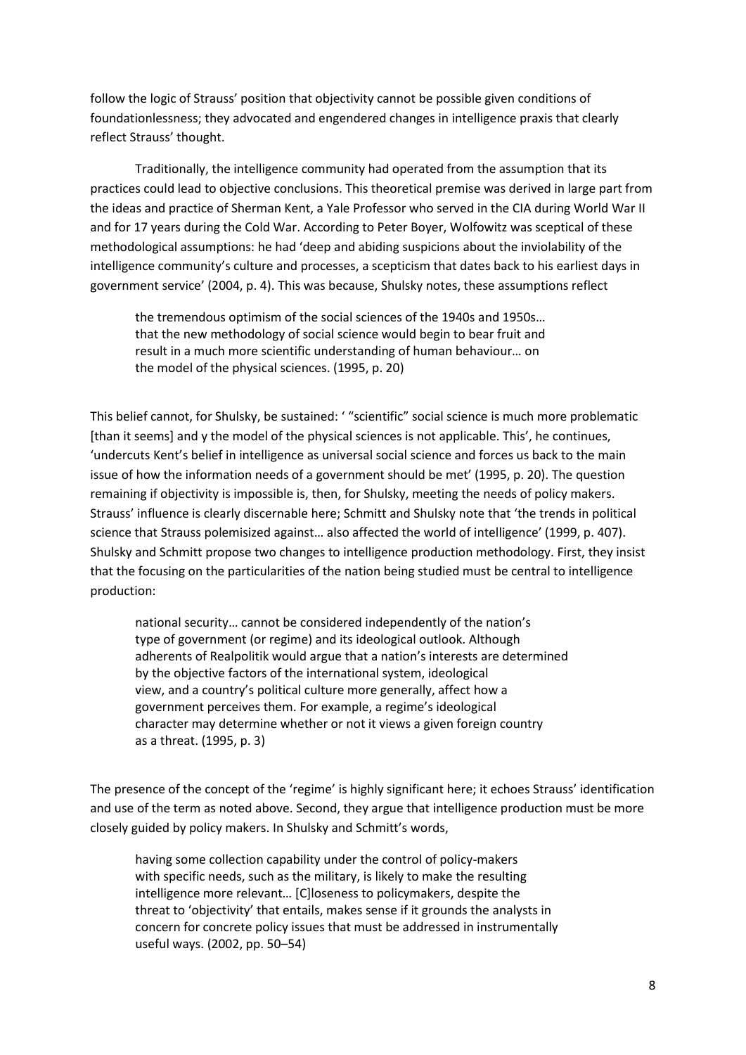follow the logic of Strauss' position that objectivity cannot be possible given conditions of foundationlessness; they advocated and engendered changes in intelligence praxis that clearly reflect Strauss' thought.

Traditionally, the intelligence community had operated from the assumption that its practices could lead to objective conclusions. This theoretical premise was derived in large part from the ideas and practice of Sherman Kent, a Yale Professor who served in the CIA during World War II and for 17 years during the Cold War. According to Peter Boyer, Wolfowitz was sceptical of these methodological assumptions: he had 'deep and abiding suspicions about the inviolability of the intelligence community's culture and processes, a scepticism that dates back to his earliest days in government service' (2004, p. 4). This was because, Shulsky notes, these assumptions reflect

> the tremendous optimism of the social sciences of the 1940s and 1950s… that the new methodology of social science would begin to bear fruit and result in a much more scientific understanding of human behaviour… on the model of the physical sciences. (1995, p. 20)

This belief cannot, for Shulsky, be sustained: ' "scientific" social science is much more problematic [than it seems] and y the model of the physical sciences is not applicable. This', he continues, 'undercuts Kent's belief in intelligence as universal social science and forces us back to the main issue of how the information needs of a government should be met' (1995, p. 20). The question remaining if objectivity is impossible is, then, for Shulsky, meeting the needs of policy makers. Strauss' influence is clearly discernable here; Schmitt and Shulsky note that 'the trends in political science that Strauss polemisized against… also affected the world of intelligence' (1999, p. 407). Shulsky and Schmitt propose two changes to intelligence production methodology. First, they insist that the focusing on the particularities of the nation being studied must be central to intelligence production:

> national security… cannot be considered independently of the nation's type of government (or regime) and its ideological outlook. Although adherents of Realpolitik would argue that a nation's interests are determined by the objective factors of the international system, ideological view, and a country's political culture more generally, affect how a government perceives them. For example, a regime's ideological character may determine whether or not it views a given foreign country as a threat. (1995, p. 3)

The presence of the concept of the 'regime' is highly significant here; it echoes Strauss' identification and use of the term as noted above. Second, they argue that intelligence production must be more closely guided by policy makers. In Shulsky and Schmitt's words,

> having some collection capability under the control of policy-makers with specific needs, such as the military, is likely to make the resulting intelligence more relevant… [C]loseness to policymakers, despite the threat to 'objectivity' that entails, makes sense if it grounds the analysts in concern for concrete policy issues that must be addressed in instrumentally useful ways. (2002, pp. 50–54)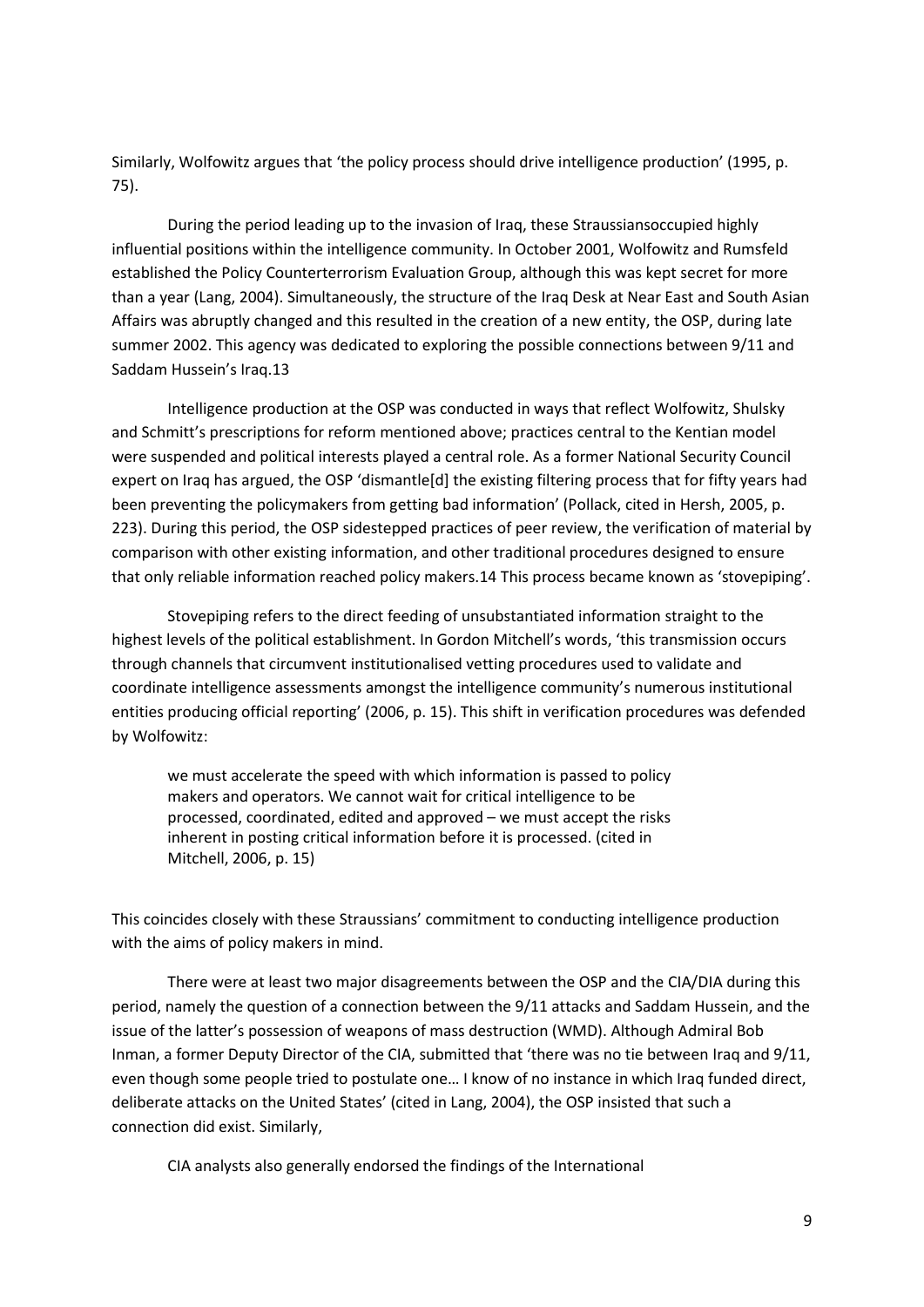Similarly, Wolfowitz argues that 'the policy process should drive intelligence production' (1995, p. 75).

During the period leading up to the invasion of Iraq, these Straussiansoccupied highly influential positions within the intelligence community. In October 2001, Wolfowitz and Rumsfeld established the Policy Counterterrorism Evaluation Group, although this was kept secret for more than a year (Lang, 2004). Simultaneously, the structure of the Iraq Desk at Near East and South Asian Affairs was abruptly changed and this resulted in the creation of a new entity, the OSP, during late summer 2002. This agency was dedicated to exploring the possible connections between 9/11 and Saddam Hussein's Iraq.13

Intelligence production at the OSP was conducted in ways that reflect Wolfowitz, Shulsky and Schmitt's prescriptions for reform mentioned above; practices central to the Kentian model were suspended and political interests played a central role. As a former National Security Council expert on Iraq has argued, the OSP 'dismantle[d] the existing filtering process that for fifty years had been preventing the policymakers from getting bad information' (Pollack, cited in Hersh, 2005, p. 223). During this period, the OSP sidestepped practices of peer review, the verification of material by comparison with other existing information, and other traditional procedures designed to ensure that only reliable information reached policy makers.14 This process became known as 'stovepiping'.

Stovepiping refers to the direct feeding of unsubstantiated information straight to the highest levels of the political establishment. In Gordon Mitchell's words, 'this transmission occurs through channels that circumvent institutionalised vetting procedures used to validate and coordinate intelligence assessments amongst the intelligence community's numerous institutional entities producing official reporting' (2006, p. 15). This shift in verification procedures was defended by Wolfowitz:

> we must accelerate the speed with which information is passed to policy makers and operators. We cannot wait for critical intelligence to be processed, coordinated, edited and approved – we must accept the risks inherent in posting critical information before it is processed. (cited in Mitchell, 2006, p. 15)

This coincides closely with these Straussians' commitment to conducting intelligence production with the aims of policy makers in mind.

There were at least two major disagreements between the OSP and the CIA/DIA during this period, namely the question of a connection between the 9/11 attacks and Saddam Hussein, and the issue of the latter's possession of weapons of mass destruction (WMD). Although Admiral Bob Inman, a former Deputy Director of the CIA, submitted that 'there was no tie between Iraq and 9/11, even though some people tried to postulate one… I know of no instance in which Iraq funded direct, deliberate attacks on the United States' (cited in Lang, 2004), the OSP insisted that such a connection did exist. Similarly,

> CIA analysts also generally endorsed the findings of the International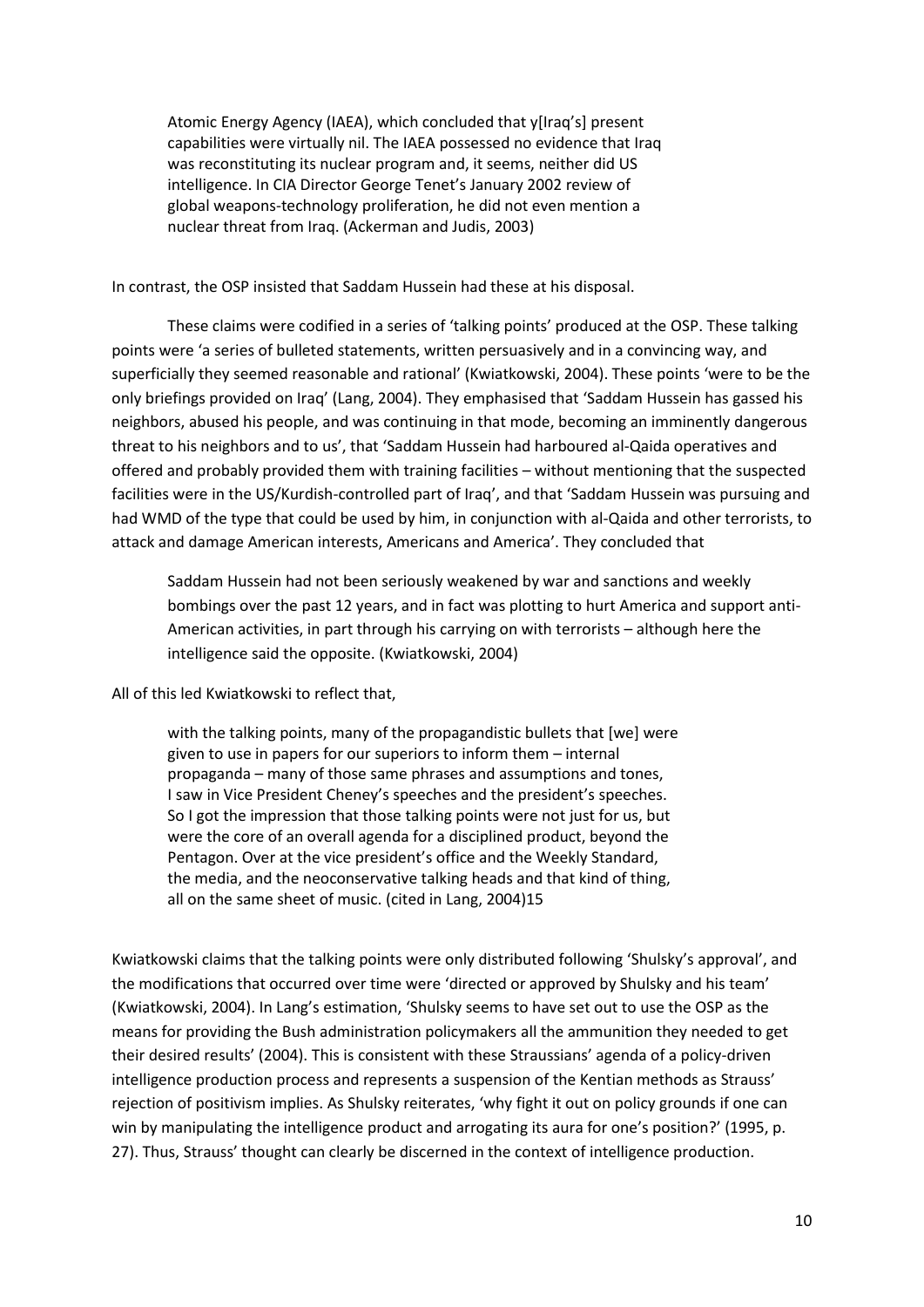> Atomic Energy Agency (IAEA), which concluded that y[Iraq's] present capabilities were virtually nil. The IAEA possessed no evidence that Iraq was reconstituting its nuclear program and, it seems, neither did US intelligence. In CIA Director George Tenet's January 2002 review of global weapons-technology proliferation, he did not even mention a nuclear threat from Iraq. (Ackerman and Judis, 2003)

In contrast, the OSP insisted that Saddam Hussein had these at his disposal.

These claims were codified in a series of 'talking points' produced at the OSP. These talking points were 'a series of bulleted statements, written persuasively and in a convincing way, and superficially they seemed reasonable and rational' (Kwiatkowski, 2004). These points 'were to be the only briefings provided on Iraq' (Lang, 2004). They emphasised that 'Saddam Hussein has gassed his neighbors, abused his people, and was continuing in that mode, becoming an imminently dangerous threat to his neighbors and to us', that 'Saddam Hussein had harboured al-Qaida operatives and offered and probably provided them with training facilities – without mentioning that the suspected facilities were in the US/Kurdish-controlled part of Iraq', and that 'Saddam Hussein was pursuing and had WMD of the type that could be used by him, in conjunction with al-Qaida and other terrorists, to attack and damage American interests, Americans and America'. They concluded that

> Saddam Hussein had not been seriously weakened by war and sanctions and weekly bombings over the past 12 years, and in fact was plotting to hurt America and support anti-American activities, in part through his carrying on with terrorists – although here the intelligence said the opposite. (Kwiatkowski, 2004)

All of this led Kwiatkowski to reflect that,

> with the talking points, many of the propagandistic bullets that [we] were given to use in papers for our superiors to inform them – internal propaganda – many of those same phrases and assumptions and tones, I saw in Vice President Cheney's speeches and the president's speeches. So I got the impression that those talking points were not just for us, but were the core of an overall agenda for a disciplined product, beyond the Pentagon. Over at the vice president's office and the Weekly Standard, the media, and the neoconservative talking heads and that kind of thing, all on the same sheet of music. (cited in Lang, 2004)[15]

Kwiatkowski claims that the talking points were only distributed following 'Shulsky's approval', and the modifications that occurred over time were 'directed or approved by Shulsky and his team' (Kwiatkowski, 2004). In Lang's estimation, 'Shulsky seems to have set out to use the OSP as the means for providing the Bush administration policymakers all the ammunition they needed to get their desired results' (2004). This is consistent with these Straussians' agenda of a policy-driven intelligence production process and represents a suspension of the Kentian methods as Strauss' rejection of positivism implies. As Shulsky reiterates, 'why fight it out on policy grounds if one can win by manipulating the intelligence product and arrogating its aura for one's position?' (1995, p. 27). Thus, Strauss' thought can clearly be discerned in the context of intelligence production.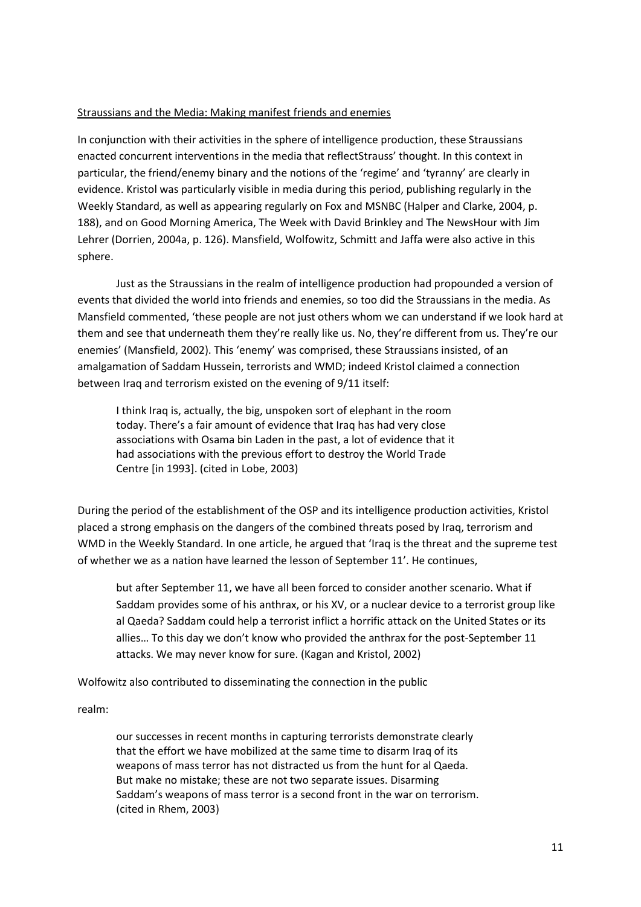Straussians and the Media: Making manifest friends and enemies

In conjunction with their activities in the sphere of intelligence production, these Straussians enacted concurrent interventions in the media that reflectStrauss' thought. In this context in particular, the friend/enemy binary and the notions of the 'regime' and 'tyranny' are clearly in evidence. Kristol was particularly visible in media during this period, publishing regularly in the Weekly Standard, as well as appearing regularly on Fox and MSNBC (Halper and Clarke, 2004, p. 188), and on Good Morning America, The Week with David Brinkley and The NewsHour with Jim Lehrer (Dorrien, 2004a, p. 126). Mansfield, Wolfowitz, Schmitt and Jaffa were also active in this sphere.

Just as the Straussians in the realm of intelligence production had propounded a version of events that divided the world into friends and enemies, so too did the Straussians in the media. As Mansfield commented, 'these people are not just others whom we can understand if we look hard at them and see that underneath them they're really like us. No, they're different from us. They're our enemies' (Mansfield, 2002). This 'enemy' was comprised, these Straussians insisted, of an amalgamation of Saddam Hussein, terrorists and WMD; indeed Kristol claimed a connection between Iraq and terrorism existed on the evening of 9/11 itself:

> I think Iraq is, actually, the big, unspoken sort of elephant in the room today. There's a fair amount of evidence that Iraq has had very close associations with Osama bin Laden in the past, a lot of evidence that it had associations with the previous effort to destroy the World Trade Centre [in 1993]. (cited in Lobe, 2003)

During the period of the establishment of the OSP and its intelligence production activities, Kristol placed a strong emphasis on the dangers of the combined threats posed by Iraq, terrorism and WMD in the Weekly Standard. In one article, he argued that 'Iraq is the threat and the supreme test of whether we as a nation have learned the lesson of September 11'. He continues,

> but after September 11, we have all been forced to consider another scenario. What if Saddam provides some of his anthrax, or his XV, or a nuclear device to a terrorist group like al Qaeda? Saddam could help a terrorist inflict a horrific attack on the United States or its allies… To this day we don't know who provided the anthrax for the post-September 11 attacks. We may never know for sure. (Kagan and Kristol, 2002)

Wolfowitz also contributed to disseminating the connection in the public

realm:

> our successes in recent months in capturing terrorists demonstrate clearly that the effort we have mobilized at the same time to disarm Iraq of its weapons of mass terror has not distracted us from the hunt for al Qaeda. But make no mistake; these are not two separate issues. Disarming Saddam's weapons of mass terror is a second front in the war on terrorism. (cited in Rhem, 2003)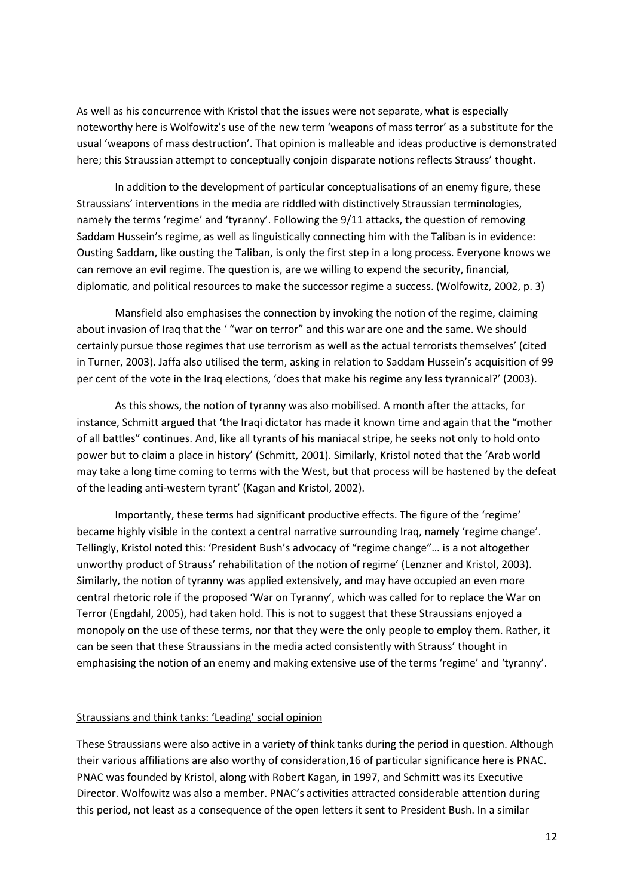As well as his concurrence with Kristol that the issues were not separate, what is especially noteworthy here is Wolfowitz's use of the new term 'weapons of mass terror' as a substitute for the usual 'weapons of mass destruction'. That opinion is malleable and ideas productive is demonstrated here; this Straussian attempt to conceptually conjoin disparate notions reflects Strauss' thought.

In addition to the development of particular conceptualisations of an enemy figure, these Straussians' interventions in the media are riddled with distinctively Straussian terminologies, namely the terms 'regime' and 'tyranny'. Following the 9/11 attacks, the question of removing Saddam Hussein's regime, as well as linguistically connecting him with the Taliban is in evidence: Ousting Saddam, like ousting the Taliban, is only the first step in a long process. Everyone knows we can remove an evil regime. The question is, are we willing to expend the security, financial, diplomatic, and political resources to make the successor regime a success. (Wolfowitz, 2002, p. 3)

Mansfield also emphasises the connection by invoking the notion of the regime, claiming about invasion of Iraq that the ' "war on terror" and this war are one and the same. We should certainly pursue those regimes that use terrorism as well as the actual terrorists themselves' (cited in Turner, 2003). Jaffa also utilised the term, asking in relation to Saddam Hussein's acquisition of 99 per cent of the vote in the Iraq elections, 'does that make his regime any less tyrannical?' (2003).

As this shows, the notion of tyranny was also mobilised. A month after the attacks, for instance, Schmitt argued that 'the Iraqi dictator has made it known time and again that the "mother of all battles" continues. And, like all tyrants of his maniacal stripe, he seeks not only to hold onto power but to claim a place in history' (Schmitt, 2001). Similarly, Kristol noted that the 'Arab world may take a long time coming to terms with the West, but that process will be hastened by the defeat of the leading anti-western tyrant' (Kagan and Kristol, 2002).

Importantly, these terms had significant productive effects. The figure of the 'regime' became highly visible in the context a central narrative surrounding Iraq, namely 'regime change'. Tellingly, Kristol noted this: 'President Bush's advocacy of "regime change"… is a not altogether unworthy product of Strauss' rehabilitation of the notion of regime' (Lenzner and Kristol, 2003). Similarly, the notion of tyranny was applied extensively, and may have occupied an even more central rhetoric role if the proposed 'War on Tyranny', which was called for to replace the War on Terror (Engdahl, 2005), had taken hold. This is not to suggest that these Straussians enjoyed a monopoly on the use of these terms, nor that they were the only people to employ them. Rather, it can be seen that these Straussians in the media acted consistently with Strauss' thought in emphasising the notion of an enemy and making extensive use of the terms 'regime' and 'tyranny'.

## Straussians and think tanks: 'Leading' social opinion

These Straussians were also active in a variety of think tanks during the period in question. Although their various affiliations are also worthy of consideration,[16] of particular significance here is PNAC. PNAC was founded by Kristol, along with Robert Kagan, in 1997, and Schmitt was its Executive Director. Wolfowitz was also a member. PNAC's activities attracted considerable attention during this period, not least as a consequence of the open letters it sent to President Bush. In a similar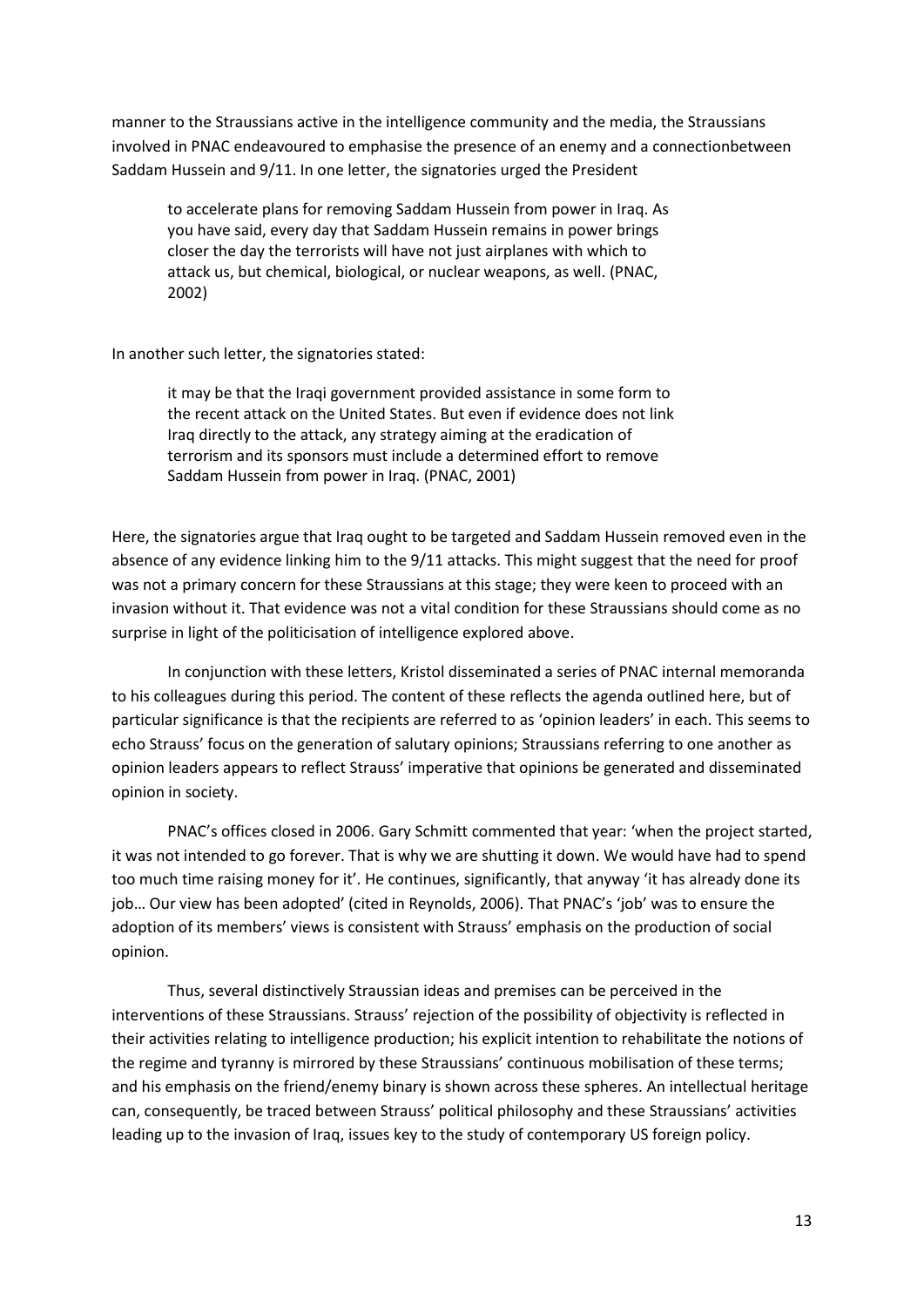manner to the Straussians active in the intelligence community and the media, the Straussians involved in PNAC endeavoured to emphasise the presence of an enemy and a connectionbetween Saddam Hussein and 9/11. In one letter, the signatories urged the President

> to accelerate plans for removing Saddam Hussein from power in Iraq. As you have said, every day that Saddam Hussein remains in power brings closer the day the terrorists will have not just airplanes with which to attack us, but chemical, biological, or nuclear weapons, as well. (PNAC, 2002)

In another such letter, the signatories stated:

> it may be that the Iraqi government provided assistance in some form to the recent attack on the United States. But even if evidence does not link Iraq directly to the attack, any strategy aiming at the eradication of terrorism and its sponsors must include a determined effort to remove Saddam Hussein from power in Iraq. (PNAC, 2001)

Here, the signatories argue that Iraq ought to be targeted and Saddam Hussein removed even in the absence of any evidence linking him to the 9/11 attacks. This might suggest that the need for proof was not a primary concern for these Straussians at this stage; they were keen to proceed with an invasion without it. That evidence was not a vital condition for these Straussians should come as no surprise in light of the politicisation of intelligence explored above.

In conjunction with these letters, Kristol disseminated a series of PNAC internal memoranda to his colleagues during this period. The content of these reflects the agenda outlined here, but of particular significance is that the recipients are referred to as 'opinion leaders' in each. This seems to echo Strauss' focus on the generation of salutary opinions; Straussians referring to one another as opinion leaders appears to reflect Strauss' imperative that opinions be generated and disseminated opinion in society.

PNAC's offices closed in 2006. Gary Schmitt commented that year: 'when the project started, it was not intended to go forever. That is why we are shutting it down. We would have had to spend too much time raising money for it'. He continues, significantly, that anyway 'it has already done its job… Our view has been adopted' (cited in Reynolds, 2006). That PNAC's 'job' was to ensure the adoption of its members' views is consistent with Strauss' emphasis on the production of social opinion.

Thus, several distinctively Straussian ideas and premises can be perceived in the interventions of these Straussians. Strauss' rejection of the possibility of objectivity is reflected in their activities relating to intelligence production; his explicit intention to rehabilitate the notions of the regime and tyranny is mirrored by these Straussians' continuous mobilisation of these terms; and his emphasis on the friend/enemy binary is shown across these spheres. An intellectual heritage can, consequently, be traced between Strauss' political philosophy and these Straussians' activities leading up to the invasion of Iraq, issues key to the study of contemporary US foreign policy.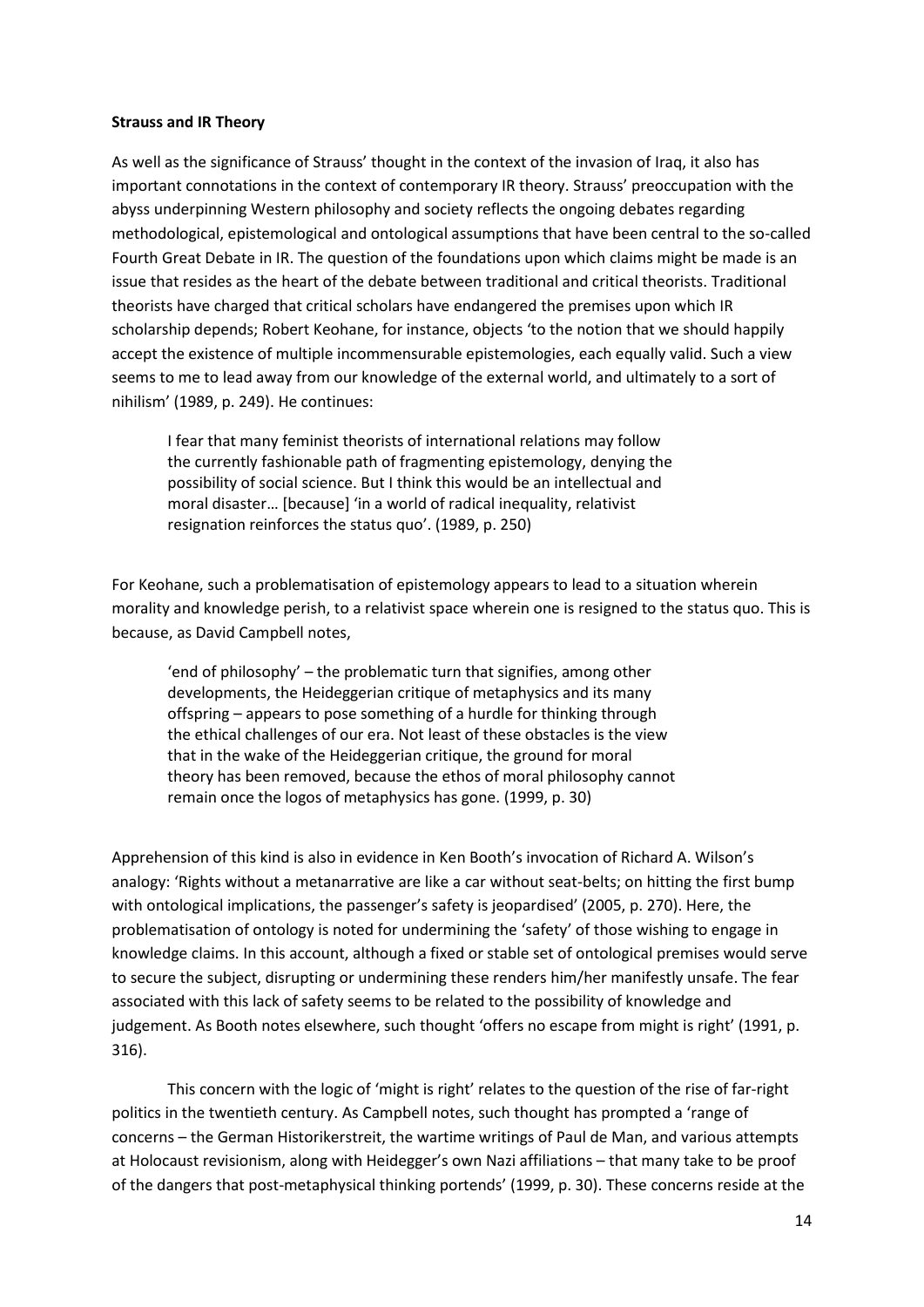**Strauss and IR Theory**

As well as the significance of Strauss' thought in the context of the invasion of Iraq, it also has important connotations in the context of contemporary IR theory. Strauss' preoccupation with the abyss underpinning Western philosophy and society reflects the ongoing debates regarding methodological, epistemological and ontological assumptions that have been central to the so-called Fourth Great Debate in IR. The question of the foundations upon which claims might be made is an issue that resides as the heart of the debate between traditional and critical theorists. Traditional theorists have charged that critical scholars have endangered the premises upon which IR scholarship depends; Robert Keohane, for instance, objects 'to the notion that we should happily accept the existence of multiple incommensurable epistemologies, each equally valid. Such a view seems to me to lead away from our knowledge of the external world, and ultimately to a sort of nihilism' (1989, p. 249). He continues:

> I fear that many feminist theorists of international relations may follow the currently fashionable path of fragmenting epistemology, denying the possibility of social science. But I think this would be an intellectual and moral disaster… [because] 'in a world of radical inequality, relativist resignation reinforces the status quo'. (1989, p. 250)

For Keohane, such a problematisation of epistemology appears to lead to a situation wherein morality and knowledge perish, to a relativist space wherein one is resigned to the status quo. This is because, as David Campbell notes,

> 'end of philosophy' – the problematic turn that signifies, among other developments, the Heideggerian critique of metaphysics and its many offspring – appears to pose something of a hurdle for thinking through the ethical challenges of our era. Not least of these obstacles is the view that in the wake of the Heideggerian critique, the ground for moral theory has been removed, because the ethos of moral philosophy cannot remain once the logos of metaphysics has gone. (1999, p. 30)

Apprehension of this kind is also in evidence in Ken Booth's invocation of Richard A. Wilson's analogy: 'Rights without a metanarrative are like a car without seat-belts; on hitting the first bump with ontological implications, the passenger's safety is jeopardised' (2005, p. 270). Here, the problematisation of ontology is noted for undermining the 'safety' of those wishing to engage in knowledge claims. In this account, although a fixed or stable set of ontological premises would serve to secure the subject, disrupting or undermining these renders him/her manifestly unsafe. The fear associated with this lack of safety seems to be related to the possibility of knowledge and judgement. As Booth notes elsewhere, such thought 'offers no escape from might is right' (1991, p. 316).

This concern with the logic of 'might is right' relates to the question of the rise of far-right politics in the twentieth century. As Campbell notes, such thought has prompted a 'range of concerns – the German Historikerstreit, the wartime writings of Paul de Man, and various attempts at Holocaust revisionism, along with Heidegger's own Nazi affiliations – that many take to be proof of the dangers that post-metaphysical thinking portends' (1999, p. 30). These concerns reside at the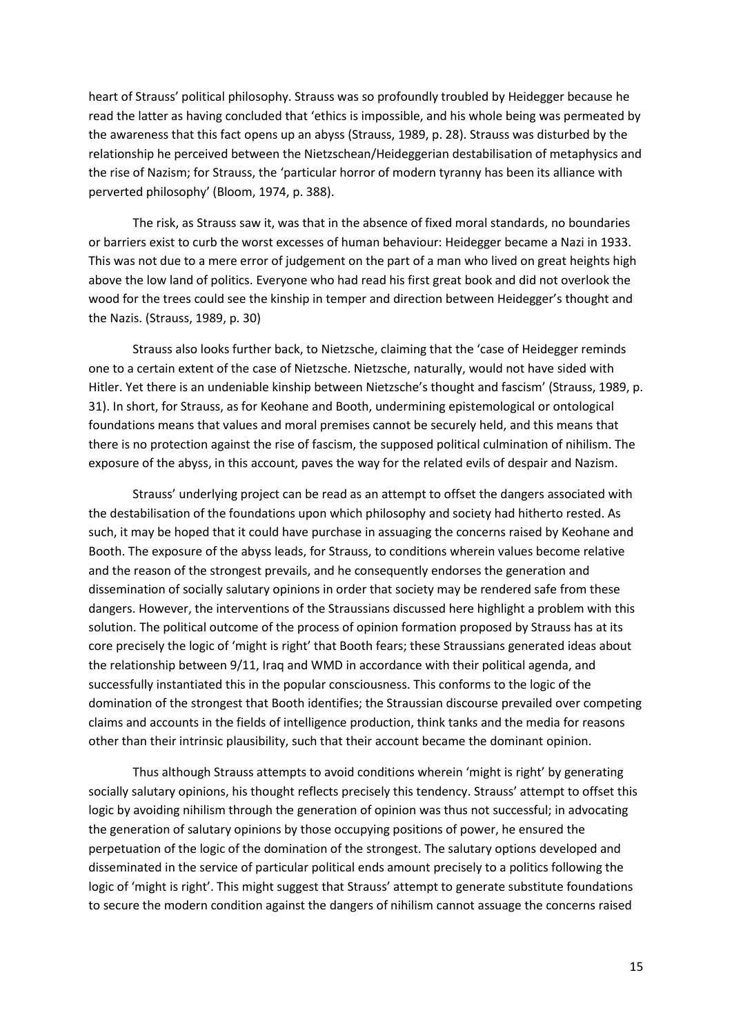heart of Strauss' political philosophy. Strauss was so profoundly troubled by Heidegger because he read the latter as having concluded that 'ethics is impossible, and his whole being was permeated by the awareness that this fact opens up an abyss (Strauss, 1989, p. 28). Strauss was disturbed by the relationship he perceived between the Nietzschean/Heideggerian destabilisation of metaphysics and the rise of Nazism; for Strauss, the 'particular horror of modern tyranny has been its alliance with perverted philosophy' (Bloom, 1974, p. 388).

The risk, as Strauss saw it, was that in the absence of fixed moral standards, no boundaries or barriers exist to curb the worst excesses of human behaviour: Heidegger became a Nazi in 1933. This was not due to a mere error of judgement on the part of a man who lived on great heights high above the low land of politics. Everyone who had read his first great book and did not overlook the wood for the trees could see the kinship in temper and direction between Heidegger's thought and the Nazis. (Strauss, 1989, p. 30)

Strauss also looks further back, to Nietzsche, claiming that the 'case of Heidegger reminds one to a certain extent of the case of Nietzsche. Nietzsche, naturally, would not have sided with Hitler. Yet there is an undeniable kinship between Nietzsche's thought and fascism' (Strauss, 1989, p. 31). In short, for Strauss, as for Keohane and Booth, undermining epistemological or ontological foundations means that values and moral premises cannot be securely held, and this means that there is no protection against the rise of fascism, the supposed political culmination of nihilism. The exposure of the abyss, in this account, paves the way for the related evils of despair and Nazism.

Strauss' underlying project can be read as an attempt to offset the dangers associated with the destabilisation of the foundations upon which philosophy and society had hitherto rested. As such, it may be hoped that it could have purchase in assuaging the concerns raised by Keohane and Booth. The exposure of the abyss leads, for Strauss, to conditions wherein values become relative and the reason of the strongest prevails, and he consequently endorses the generation and dissemination of socially salutary opinions in order that society may be rendered safe from these dangers. However, the interventions of the Straussians discussed here highlight a problem with this solution. The political outcome of the process of opinion formation proposed by Strauss has at its core precisely the logic of 'might is right' that Booth fears; these Straussians generated ideas about the relationship between 9/11, Iraq and WMD in accordance with their political agenda, and successfully instantiated this in the popular consciousness. This conforms to the logic of the domination of the strongest that Booth identifies; the Straussian discourse prevailed over competing claims and accounts in the fields of intelligence production, think tanks and the media for reasons other than their intrinsic plausibility, such that their account became the dominant opinion.

Thus although Strauss attempts to avoid conditions wherein 'might is right' by generating socially salutary opinions, his thought reflects precisely this tendency. Strauss' attempt to offset this logic by avoiding nihilism through the generation of opinion was thus not successful; in advocating the generation of salutary opinions by those occupying positions of power, he ensured the perpetuation of the logic of the domination of the strongest. The salutary options developed and disseminated in the service of particular political ends amount precisely to a politics following the logic of 'might is right'. This might suggest that Strauss' attempt to generate substitute foundations to secure the modern condition against the dangers of nihilism cannot assuage the concerns raised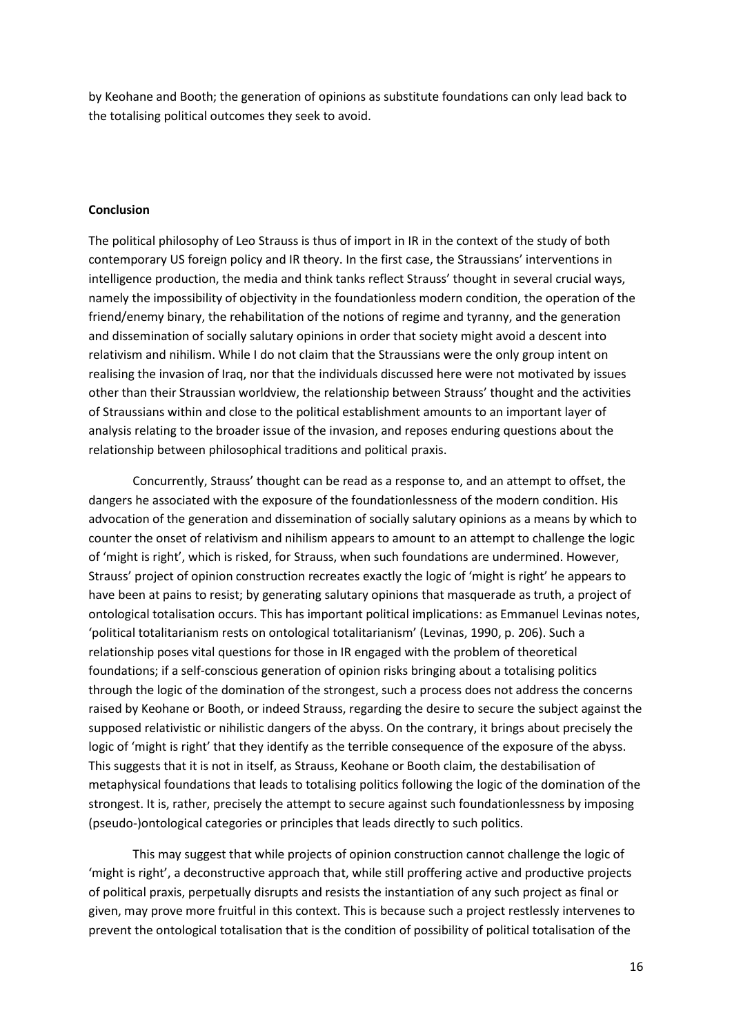by Keohane and Booth; the generation of opinions as substitute foundations can only lead back to the totalising political outcomes they seek to avoid.

## Conclusion

The political philosophy of Leo Strauss is thus of import in IR in the context of the study of both contemporary US foreign policy and IR theory. In the first case, the Straussians' interventions in intelligence production, the media and think tanks reflect Strauss' thought in several crucial ways, namely the impossibility of objectivity in the foundationless modern condition, the operation of the friend/enemy binary, the rehabilitation of the notions of regime and tyranny, and the generation and dissemination of socially salutary opinions in order that society might avoid a descent into relativism and nihilism. While I do not claim that the Straussians were the only group intent on realising the invasion of Iraq, nor that the individuals discussed here were not motivated by issues other than their Straussian worldview, the relationship between Strauss' thought and the activities of Straussians within and close to the political establishment amounts to an important layer of analysis relating to the broader issue of the invasion, and reposes enduring questions about the relationship between philosophical traditions and political praxis.

Concurrently, Strauss' thought can be read as a response to, and an attempt to offset, the dangers he associated with the exposure of the foundationlessness of the modern condition. His advocation of the generation and dissemination of socially salutary opinions as a means by which to counter the onset of relativism and nihilism appears to amount to an attempt to challenge the logic of 'might is right', which is risked, for Strauss, when such foundations are undermined. However, Strauss' project of opinion construction recreates exactly the logic of 'might is right' he appears to have been at pains to resist; by generating salutary opinions that masquerade as truth, a project of ontological totalisation occurs. This has important political implications: as Emmanuel Levinas notes, 'political totalitarianism rests on ontological totalitarianism' (Levinas, 1990, p. 206). Such a relationship poses vital questions for those in IR engaged with the problem of theoretical foundations; if a self-conscious generation of opinion risks bringing about a totalising politics through the logic of the domination of the strongest, such a process does not address the concerns raised by Keohane or Booth, or indeed Strauss, regarding the desire to secure the subject against the supposed relativistic or nihilistic dangers of the abyss. On the contrary, it brings about precisely the logic of 'might is right' that they identify as the terrible consequence of the exposure of the abyss. This suggests that it is not in itself, as Strauss, Keohane or Booth claim, the destabilisation of metaphysical foundations that leads to totalising politics following the logic of the domination of the strongest. It is, rather, precisely the attempt to secure against such foundationlessness by imposing (pseudo-)ontological categories or principles that leads directly to such politics.

This may suggest that while projects of opinion construction cannot challenge the logic of 'might is right', a deconstructive approach that, while still proffering active and productive projects of political praxis, perpetually disrupts and resists the instantiation of any such project as final or given, may prove more fruitful in this context. This is because such a project restlessly intervenes to prevent the ontological totalisation that is the condition of possibility of political totalisation of the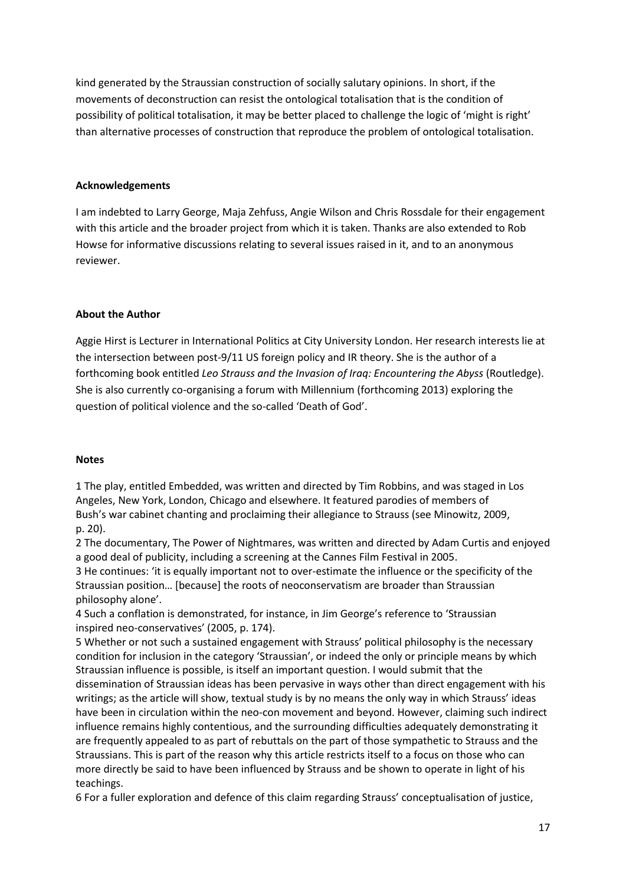kind generated by the Straussian construction of socially salutary opinions. In short, if the movements of deconstruction can resist the ontological totalisation that is the condition of possibility of political totalisation, it may be better placed to challenge the logic of 'might is right' than alternative processes of construction that reproduce the problem of ontological totalisation.

## Acknowledgements

I am indebted to Larry George, Maja Zehfuss, Angie Wilson and Chris Rossdale for their engagement with this article and the broader project from which it is taken. Thanks are also extended to Rob Howse for informative discussions relating to several issues raised in it, and to an anonymous reviewer.

## About the Author

Aggie Hirst is Lecturer in International Politics at City University London. Her research interests lie at the intersection between post-9/11 US foreign policy and IR theory. She is the author of a forthcoming book entitled *Leo Strauss and the Invasion of Iraq: Encountering the Abyss* (Routledge). She is also currently co-organising a forum with Millennium (forthcoming 2013) exploring the question of political violence and the so-called 'Death of God'.

## Notes

1 The play, entitled Embedded, was written and directed by Tim Robbins, and was staged in Los Angeles, New York, London, Chicago and elsewhere. It featured parodies of members of Bush's war cabinet chanting and proclaiming their allegiance to Strauss (see Minowitz, 2009, p. 20).

2 The documentary, The Power of Nightmares, was written and directed by Adam Curtis and enjoyed a good deal of publicity, including a screening at the Cannes Film Festival in 2005.

3 He continues: 'it is equally important not to over-estimate the influence or the specificity of the Straussian position… [because] the roots of neoconservatism are broader than Straussian philosophy alone'.

4 Such a conflation is demonstrated, for instance, in Jim George's reference to 'Straussian inspired neo-conservatives' (2005, p. 174).

5 Whether or not such a sustained engagement with Strauss' political philosophy is the necessary condition for inclusion in the category 'Straussian', or indeed the only or principle means by which Straussian influence is possible, is itself an important question. I would submit that the dissemination of Straussian ideas has been pervasive in ways other than direct engagement with his writings; as the article will show, textual study is by no means the only way in which Strauss' ideas have been in circulation within the neo-con movement and beyond. However, claiming such indirect influence remains highly contentious, and the surrounding difficulties adequately demonstrating it are frequently appealed to as part of rebuttals on the part of those sympathetic to Strauss and the Straussians. This is part of the reason why this article restricts itself to a focus on those who can more directly be said to have been influenced by Strauss and be shown to operate in light of his teachings.

6 For a fuller exploration and defence of this claim regarding Strauss' conceptualisation of justice,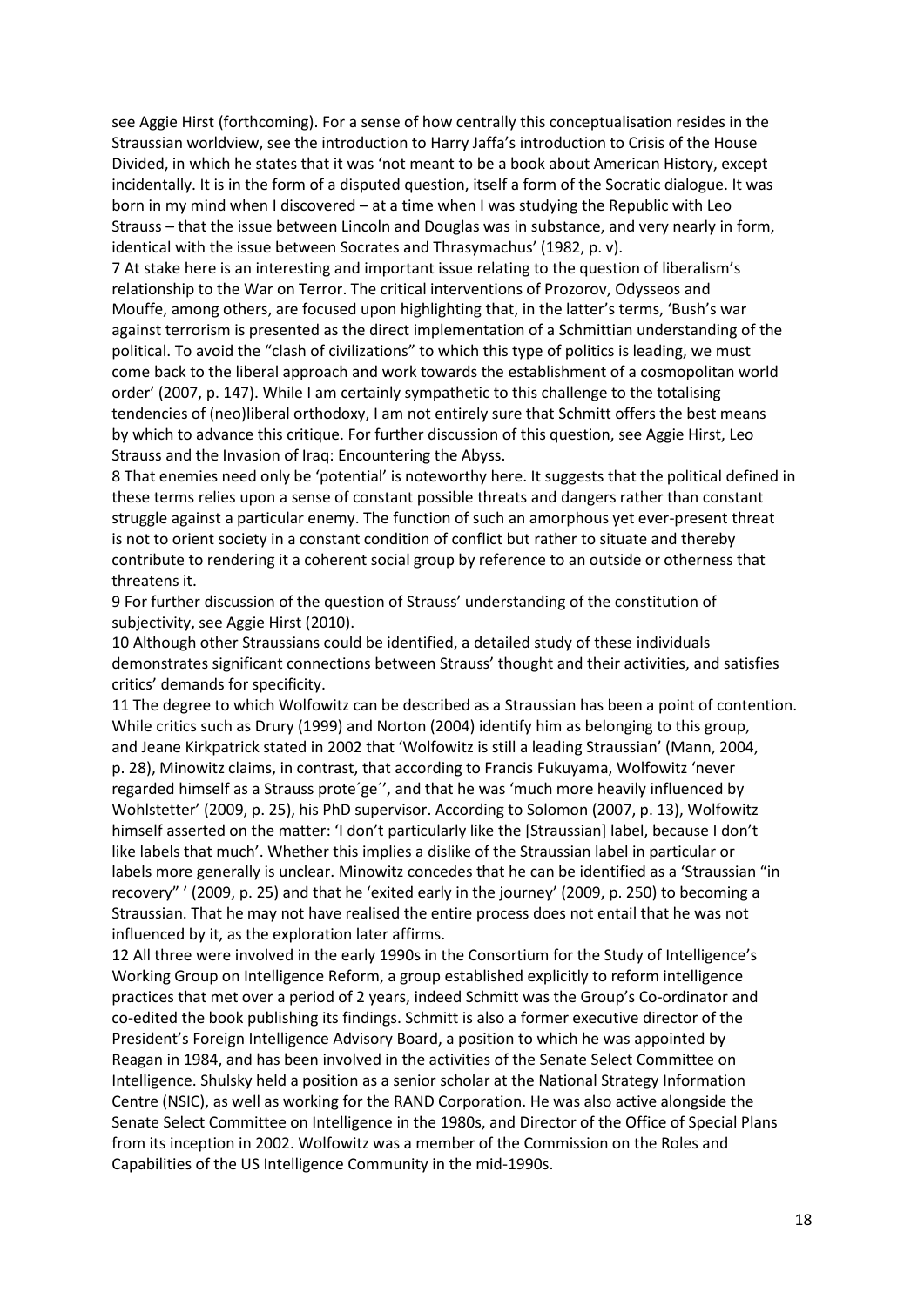see Aggie Hirst (forthcoming). For a sense of how centrally this conceptualisation resides in the Straussian worldview, see the introduction to Harry Jaffa's introduction to Crisis of the House Divided, in which he states that it was 'not meant to be a book about American History, except incidentally. It is in the form of a disputed question, itself a form of the Socratic dialogue. It was born in my mind when I discovered – at a time when I was studying the Republic with Leo Strauss – that the issue between Lincoln and Douglas was in substance, and very nearly in form, identical with the issue between Socrates and Thrasymachus' (1982, p. v).

7 At stake here is an interesting and important issue relating to the question of liberalism's relationship to the War on Terror. The critical interventions of Prozorov, Odysseos and Mouffe, among others, are focused upon highlighting that, in the latter's terms, 'Bush's war against terrorism is presented as the direct implementation of a Schmittian understanding of the political. To avoid the "clash of civilizations" to which this type of politics is leading, we must come back to the liberal approach and work towards the establishment of a cosmopolitan world order' (2007, p. 147). While I am certainly sympathetic to this challenge to the totalising tendencies of (neo)liberal orthodoxy, I am not entirely sure that Schmitt offers the best means by which to advance this critique. For further discussion of this question, see Aggie Hirst, Leo Strauss and the Invasion of Iraq: Encountering the Abyss.

8 That enemies need only be 'potential' is noteworthy here. It suggests that the political defined in these terms relies upon a sense of constant possible threats and dangers rather than constant struggle against a particular enemy. The function of such an amorphous yet ever-present threat is not to orient society in a constant condition of conflict but rather to situate and thereby contribute to rendering it a coherent social group by reference to an outside or otherness that threatens it.

9 For further discussion of the question of Strauss' understanding of the constitution of subjectivity, see Aggie Hirst (2010).

10 Although other Straussians could be identified, a detailed study of these individuals demonstrates significant connections between Strauss' thought and their activities, and satisfies critics' demands for specificity.

11 The degree to which Wolfowitz can be described as a Straussian has been a point of contention. While critics such as Drury (1999) and Norton (2004) identify him as belonging to this group, and Jeane Kirkpatrick stated in 2002 that 'Wolfowitz is still a leading Straussian' (Mann, 2004, p. 28), Minowitz claims, in contrast, that according to Francis Fukuyama, Wolfowitz 'never regarded himself as a Strauss prote´ge´', and that he was 'much more heavily influenced by Wohlstetter' (2009, p. 25), his PhD supervisor. According to Solomon (2007, p. 13), Wolfowitz himself asserted on the matter: 'I don't particularly like the [Straussian] label, because I don't like labels that much'. Whether this implies a dislike of the Straussian label in particular or labels more generally is unclear. Minowitz concedes that he can be identified as a 'Straussian "in recovery" ' (2009, p. 25) and that he 'exited early in the journey' (2009, p. 250) to becoming a Straussian. That he may not have realised the entire process does not entail that he was not influenced by it, as the exploration later affirms.

12 All three were involved in the early 1990s in the Consortium for the Study of Intelligence's Working Group on Intelligence Reform, a group established explicitly to reform intelligence practices that met over a period of 2 years, indeed Schmitt was the Group's Co-ordinator and co-edited the book publishing its findings. Schmitt is also a former executive director of the President's Foreign Intelligence Advisory Board, a position to which he was appointed by Reagan in 1984, and has been involved in the activities of the Senate Select Committee on Intelligence. Shulsky held a position as a senior scholar at the National Strategy Information Centre (NSIC), as well as working for the RAND Corporation. He was also active alongside the Senate Select Committee on Intelligence in the 1980s, and Director of the Office of Special Plans from its inception in 2002. Wolfowitz was a member of the Commission on the Roles and Capabilities of the US Intelligence Community in the mid-1990s.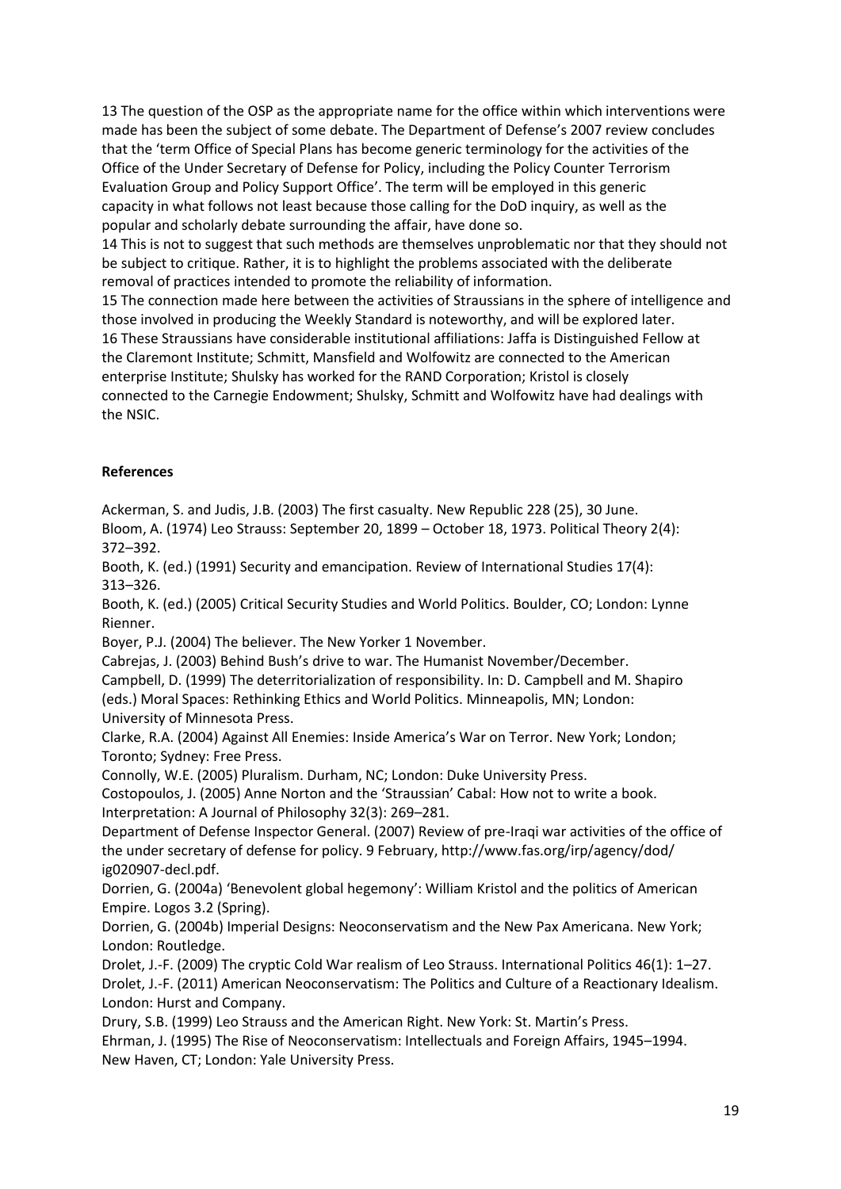13 The question of the OSP as the appropriate name for the office within which interventions were made has been the subject of some debate. The Department of Defense's 2007 review concludes that the 'term Office of Special Plans has become generic terminology for the activities of the Office of the Under Secretary of Defense for Policy, including the Policy Counter Terrorism Evaluation Group and Policy Support Office'. The term will be employed in this generic capacity in what follows not least because those calling for the DoD inquiry, as well as the popular and scholarly debate surrounding the affair, have done so.

14 This is not to suggest that such methods are themselves unproblematic nor that they should not be subject to critique. Rather, it is to highlight the problems associated with the deliberate removal of practices intended to promote the reliability of information.

15 The connection made here between the activities of Straussians in the sphere of intelligence and those involved in producing the Weekly Standard is noteworthy, and will be explored later.

16 These Straussians have considerable institutional affiliations: Jaffa is Distinguished Fellow at the Claremont Institute; Schmitt, Mansfield and Wolfowitz are connected to the American enterprise Institute; Shulsky has worked for the RAND Corporation; Kristol is closely connected to the Carnegie Endowment; Shulsky, Schmitt and Wolfowitz have had dealings with the NSIC.

**References**

Ackerman, S. and Judis, J.B. (2003) The first casualty. New Republic 228 (25), 30 June.

Bloom, A. (1974) Leo Strauss: September 20, 1899 – October 18, 1973. Political Theory 2(4): 372–392.

Booth, K. (ed.) (1991) Security and emancipation. Review of International Studies 17(4): 313–326.

Booth, K. (ed.) (2005) Critical Security Studies and World Politics. Boulder, CO; London: Lynne Rienner.

Boyer, P.J. (2004) The believer. The New Yorker 1 November.

Cabrejas, J. (2003) Behind Bush's drive to war. The Humanist November/December.

Campbell, D. (1999) The deterritorialization of responsibility. In: D. Campbell and M. Shapiro (eds.) Moral Spaces: Rethinking Ethics and World Politics. Minneapolis, MN; London: University of Minnesota Press.

Clarke, R.A. (2004) Against All Enemies: Inside America's War on Terror. New York; London; Toronto; Sydney: Free Press.

Connolly, W.E. (2005) Pluralism. Durham, NC; London: Duke University Press.

Costopoulos, J. (2005) Anne Norton and the 'Straussian' Cabal: How not to write a book. Interpretation: A Journal of Philosophy 32(3): 269–281.

Department of Defense Inspector General. (2007) Review of pre-Iraqi war activities of the office of the under secretary of defense for policy. 9 February, http://www.fas.org/irp/agency/dod/ig020907-decl.pdf.

Dorrien, G. (2004a) 'Benevolent global hegemony': William Kristol and the politics of American Empire. Logos 3.2 (Spring).

Dorrien, G. (2004b) Imperial Designs: Neoconservatism and the New Pax Americana. New York; London: Routledge.

Drolet, J.-F. (2009) The cryptic Cold War realism of Leo Strauss. International Politics 46(1): 1–27.

Drolet, J.-F. (2011) American Neoconservatism: The Politics and Culture of a Reactionary Idealism. London: Hurst and Company.

Drury, S.B. (1999) Leo Strauss and the American Right. New York: St. Martin's Press.

Ehrman, J. (1995) The Rise of Neoconservatism: Intellectuals and Foreign Affairs, 1945–1994. New Haven, CT; London: Yale University Press.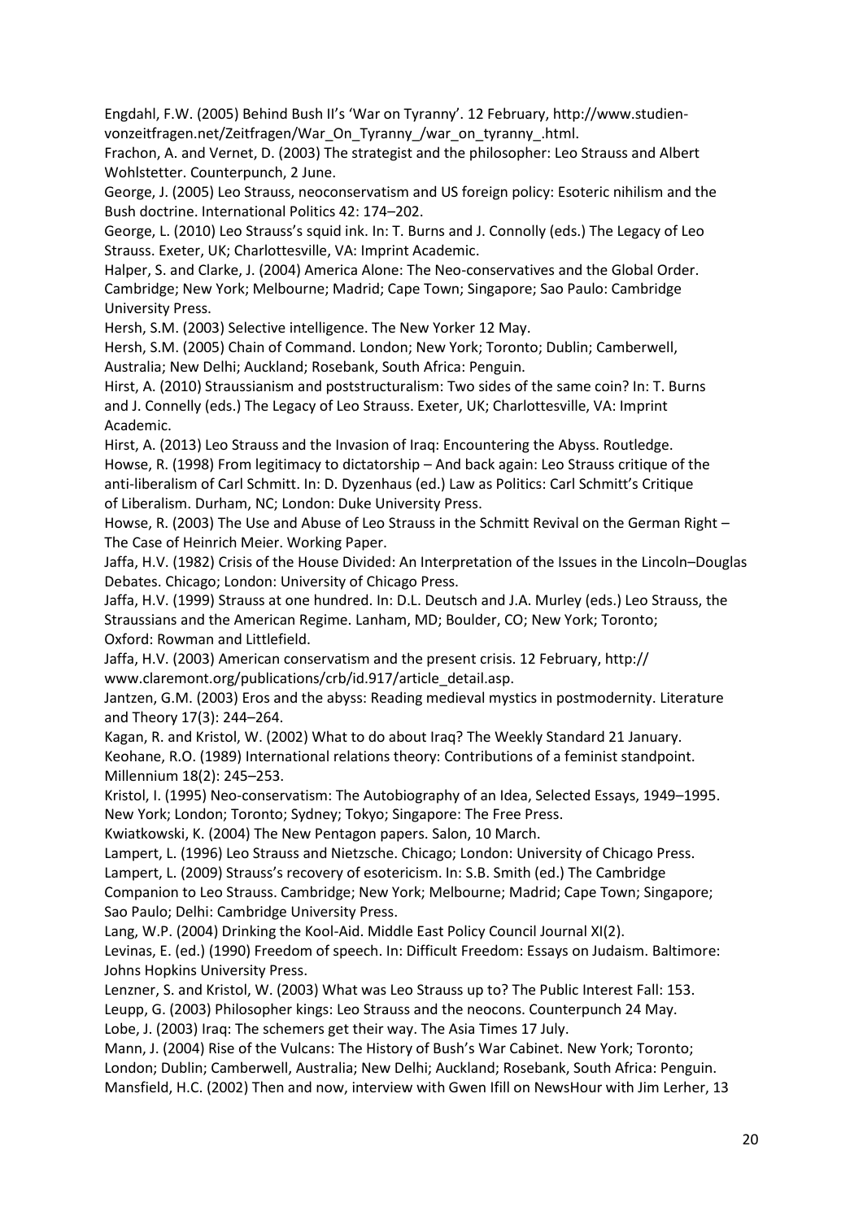Engdahl, F.W. (2005) Behind Bush II's 'War on Tyranny'. 12 February, http://www.studien-vonzeitfragen.net/Zeitfragen/War_On_Tyranny_/war_on_tyranny_.html.

Frachon, A. and Vernet, D. (2003) The strategist and the philosopher: Leo Strauss and Albert Wohlstetter. Counterpunch, 2 June.

George, J. (2005) Leo Strauss, neoconservatism and US foreign policy: Esoteric nihilism and the Bush doctrine. International Politics 42: 174–202.

George, L. (2010) Leo Strauss's squid ink. In: T. Burns and J. Connolly (eds.) The Legacy of Leo Strauss. Exeter, UK; Charlottesville, VA: Imprint Academic.

Halper, S. and Clarke, J. (2004) America Alone: The Neo-conservatives and the Global Order. Cambridge; New York; Melbourne; Madrid; Cape Town; Singapore; Sao Paulo: Cambridge University Press.

Hersh, S.M. (2003) Selective intelligence. The New Yorker 12 May.

Hersh, S.M. (2005) Chain of Command. London; New York; Toronto; Dublin; Camberwell, Australia; New Delhi; Auckland; Rosebank, South Africa: Penguin.

Hirst, A. (2010) Straussianism and poststructuralism: Two sides of the same coin? In: T. Burns and J. Connelly (eds.) The Legacy of Leo Strauss. Exeter, UK; Charlottesville, VA: Imprint Academic.

Hirst, A. (2013) Leo Strauss and the Invasion of Iraq: Encountering the Abyss. Routledge.

Howse, R. (1998) From legitimacy to dictatorship – And back again: Leo Strauss critique of the anti-liberalism of Carl Schmitt. In: D. Dyzenhaus (ed.) Law as Politics: Carl Schmitt's Critique of Liberalism. Durham, NC; London: Duke University Press.

Howse, R. (2003) The Use and Abuse of Leo Strauss in the Schmitt Revival on the German Right – The Case of Heinrich Meier. Working Paper.

Jaffa, H.V. (1982) Crisis of the House Divided: An Interpretation of the Issues in the Lincoln–Douglas Debates. Chicago; London: University of Chicago Press.

Jaffa, H.V. (1999) Strauss at one hundred. In: D.L. Deutsch and J.A. Murley (eds.) Leo Strauss, the Straussians and the American Regime. Lanham, MD; Boulder, CO; New York; Toronto; Oxford: Rowman and Littlefield.

Jaffa, H.V. (2003) American conservatism and the present crisis. 12 February, http://www.claremont.org/publications/crb/id.917/article_detail.asp.

Jantzen, G.M. (2003) Eros and the abyss: Reading medieval mystics in postmodernity. Literature and Theory 17(3): 244–264.

Kagan, R. and Kristol, W. (2002) What to do about Iraq? The Weekly Standard 21 January.

Keohane, R.O. (1989) International relations theory: Contributions of a feminist standpoint. Millennium 18(2): 245–253.

Kristol, I. (1995) Neo-conservatism: The Autobiography of an Idea, Selected Essays, 1949–1995. New York; London; Toronto; Sydney; Tokyo; Singapore: The Free Press.

Kwiatkowski, K. (2004) The New Pentagon papers. Salon, 10 March.

Lampert, L. (1996) Leo Strauss and Nietzsche. Chicago; London: University of Chicago Press.

Lampert, L. (2009) Strauss's recovery of esotericism. In: S.B. Smith (ed.) The Cambridge Companion to Leo Strauss. Cambridge; New York; Melbourne; Madrid; Cape Town; Singapore; Sao Paulo; Delhi: Cambridge University Press.

Lang, W.P. (2004) Drinking the Kool-Aid. Middle East Policy Council Journal XI(2).

Levinas, E. (ed.) (1990) Freedom of speech. In: Difficult Freedom: Essays on Judaism. Baltimore: Johns Hopkins University Press.

Lenzner, S. and Kristol, W. (2003) What was Leo Strauss up to? The Public Interest Fall: 153.

Leupp, G. (2003) Philosopher kings: Leo Strauss and the neocons. Counterpunch 24 May.

Lobe, J. (2003) Iraq: The schemers get their way. The Asia Times 17 July.

Mann, J. (2004) Rise of the Vulcans: The History of Bush's War Cabinet. New York; Toronto; London; Dublin; Camberwell, Australia; New Delhi; Auckland; Rosebank, South Africa: Penguin.

Mansfield, H.C. (2002) Then and now, interview with Gwen Ifill on NewsHour with Jim Lerher, 13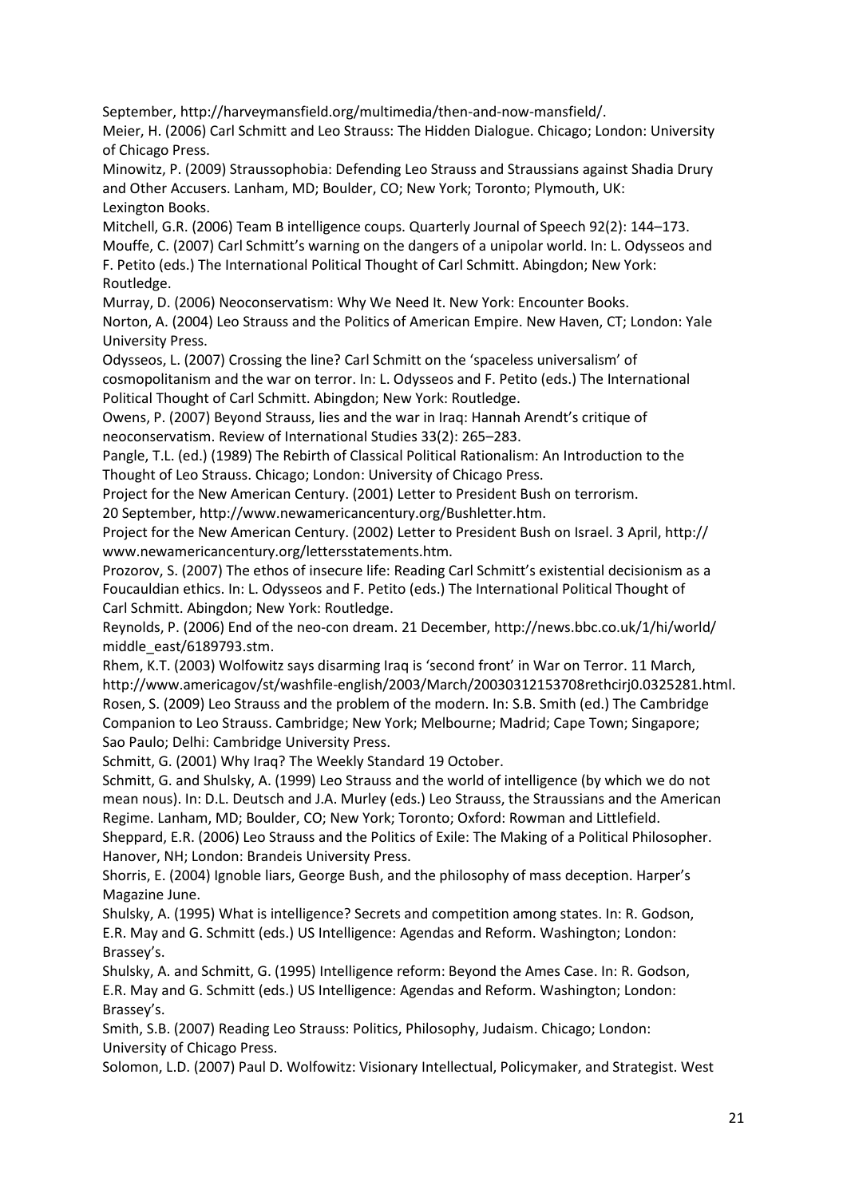September, http://harveymansfield.org/multimedia/then-and-now-mansfield/.

Meier, H. (2006) Carl Schmitt and Leo Strauss: The Hidden Dialogue. Chicago; London: University of Chicago Press.

Minowitz, P. (2009) Straussophobia: Defending Leo Strauss and Straussians against Shadia Drury and Other Accusers. Lanham, MD; Boulder, CO; New York; Toronto; Plymouth, UK: Lexington Books.

Mitchell, G.R. (2006) Team B intelligence coups. Quarterly Journal of Speech 92(2): 144–173.

Mouffe, C. (2007) Carl Schmitt's warning on the dangers of a unipolar world. In: L. Odysseos and F. Petito (eds.) The International Political Thought of Carl Schmitt. Abingdon; New York: Routledge.

Murray, D. (2006) Neoconservatism: Why We Need It. New York: Encounter Books.

Norton, A. (2004) Leo Strauss and the Politics of American Empire. New Haven, CT; London: Yale University Press.

Odysseos, L. (2007) Crossing the line? Carl Schmitt on the 'spaceless universalism' of cosmopolitanism and the war on terror. In: L. Odysseos and F. Petito (eds.) The International Political Thought of Carl Schmitt. Abingdon; New York: Routledge.

Owens, P. (2007) Beyond Strauss, lies and the war in Iraq: Hannah Arendt's critique of neoconservatism. Review of International Studies 33(2): 265–283.

Pangle, T.L. (ed.) (1989) The Rebirth of Classical Political Rationalism: An Introduction to the Thought of Leo Strauss. Chicago; London: University of Chicago Press.

Project for the New American Century. (2001) Letter to President Bush on terrorism. 20 September, http://www.newamericancentury.org/Bushletter.htm.

Project for the New American Century. (2002) Letter to President Bush on Israel. 3 April, http://www.newamericancentury.org/lettersstatements.htm.

Prozorov, S. (2007) The ethos of insecure life: Reading Carl Schmitt's existential decisionism as a Foucauldian ethics. In: L. Odysseos and F. Petito (eds.) The International Political Thought of Carl Schmitt. Abingdon; New York: Routledge.

Reynolds, P. (2006) End of the neo-con dream. 21 December, http://news.bbc.co.uk/1/hi/world/middle_east/6189793.stm.

Rhem, K.T. (2003) Wolfowitz says disarming Iraq is 'second front' in War on Terror. 11 March, http://www.americagov/st/washfile-english/2003/March/20030312153708rethcirj0.0325281.html.

Rosen, S. (2009) Leo Strauss and the problem of the modern. In: S.B. Smith (ed.) The Cambridge Companion to Leo Strauss. Cambridge; New York; Melbourne; Madrid; Cape Town; Singapore; Sao Paulo; Delhi: Cambridge University Press.

Schmitt, G. (2001) Why Iraq? The Weekly Standard 19 October.

Schmitt, G. and Shulsky, A. (1999) Leo Strauss and the world of intelligence (by which we do not mean nous). In: D.L. Deutsch and J.A. Murley (eds.) Leo Strauss, the Straussians and the American Regime. Lanham, MD; Boulder, CO; New York; Toronto; Oxford: Rowman and Littlefield.

Sheppard, E.R. (2006) Leo Strauss and the Politics of Exile: The Making of a Political Philosopher. Hanover, NH; London: Brandeis University Press.

Shorris, E. (2004) Ignoble liars, George Bush, and the philosophy of mass deception. Harper's Magazine June.

Shulsky, A. (1995) What is intelligence? Secrets and competition among states. In: R. Godson, E.R. May and G. Schmitt (eds.) US Intelligence: Agendas and Reform. Washington; London: Brassey's.

Shulsky, A. and Schmitt, G. (1995) Intelligence reform: Beyond the Ames Case. In: R. Godson, E.R. May and G. Schmitt (eds.) US Intelligence: Agendas and Reform. Washington; London: Brassey's.

Smith, S.B. (2007) Reading Leo Strauss: Politics, Philosophy, Judaism. Chicago; London: University of Chicago Press.

Solomon, L.D. (2007) Paul D. Wolfowitz: Visionary Intellectual, Policymaker, and Strategist. West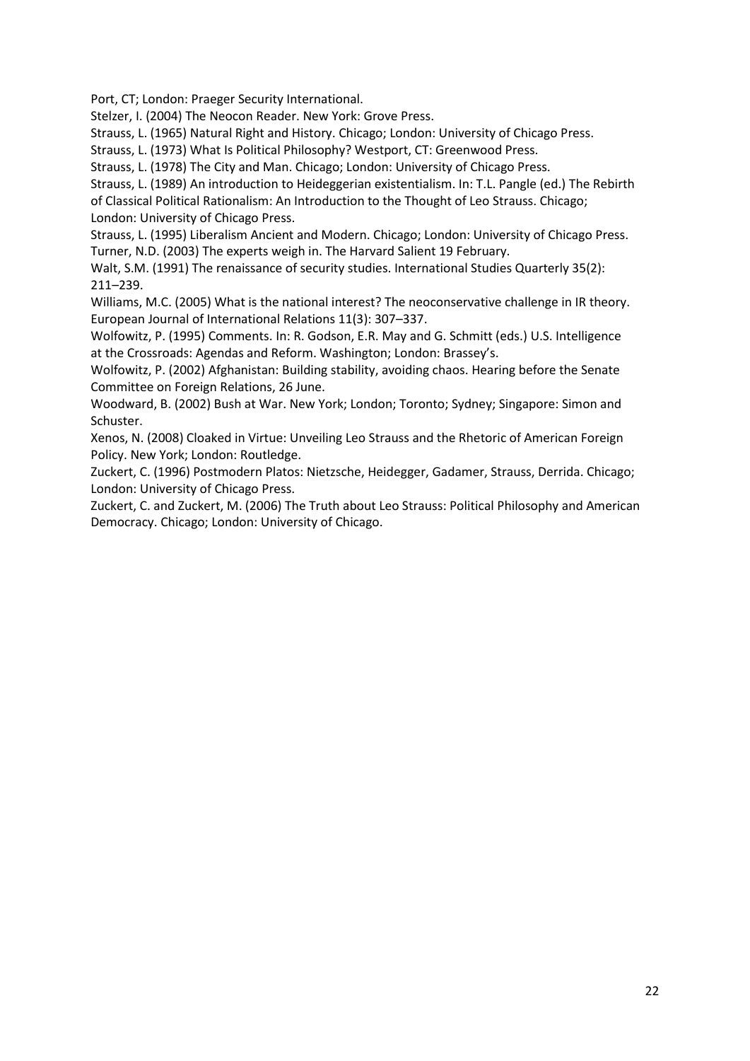Port, CT; London: Praeger Security International.

Stelzer, I. (2004) The Neocon Reader. New York: Grove Press.

Strauss, L. (1965) Natural Right and History. Chicago; London: University of Chicago Press.

Strauss, L. (1973) What Is Political Philosophy? Westport, CT: Greenwood Press.

Strauss, L. (1978) The City and Man. Chicago; London: University of Chicago Press.

Strauss, L. (1989) An introduction to Heideggerian existentialism. In: T.L. Pangle (ed.) The Rebirth of Classical Political Rationalism: An Introduction to the Thought of Leo Strauss. Chicago; London: University of Chicago Press.

Strauss, L. (1995) Liberalism Ancient and Modern. Chicago; London: University of Chicago Press.

Turner, N.D. (2003) The experts weigh in. The Harvard Salient 19 February.

Walt, S.M. (1991) The renaissance of security studies. International Studies Quarterly 35(2): 211–239.

Williams, M.C. (2005) What is the national interest? The neoconservative challenge in IR theory. European Journal of International Relations 11(3): 307–337.

Wolfowitz, P. (1995) Comments. In: R. Godson, E.R. May and G. Schmitt (eds.) U.S. Intelligence at the Crossroads: Agendas and Reform. Washington; London: Brassey's.

Wolfowitz, P. (2002) Afghanistan: Building stability, avoiding chaos. Hearing before the Senate Committee on Foreign Relations, 26 June.

Woodward, B. (2002) Bush at War. New York; London; Toronto; Sydney; Singapore: Simon and Schuster.

Xenos, N. (2008) Cloaked in Virtue: Unveiling Leo Strauss and the Rhetoric of American Foreign Policy. New York; London: Routledge.

Zuckert, C. (1996) Postmodern Platos: Nietzsche, Heidegger, Gadamer, Strauss, Derrida. Chicago; London: University of Chicago Press.

Zuckert, C. and Zuckert, M. (2006) The Truth about Leo Strauss: Political Philosophy and American Democracy. Chicago; London: University of Chicago.